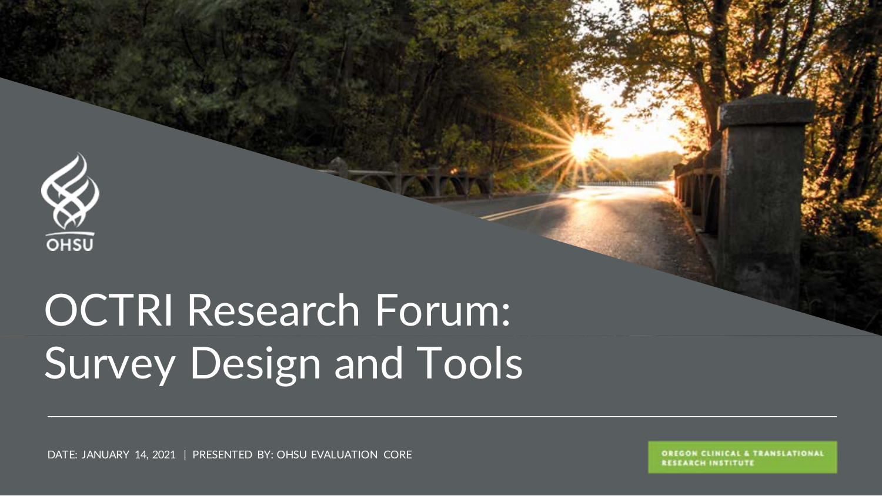OHSU

# OCTRI Research Forum: Survey Design and Tools

DATE: JANUARY 14, 2021 | PRESENTED BY: OHSU EVALUATION CORE

OREGON CLINICAL & TRANSLATIONAL RESEARCH INSTITUTE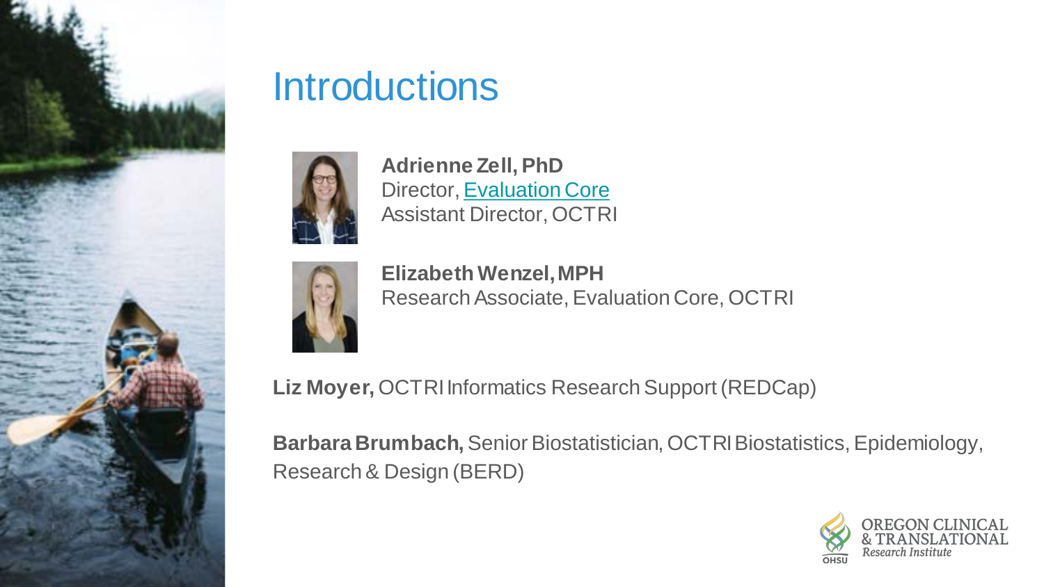# Introductions

**Adrienne Zell, PhD**
Director, Evaluation Core
Assistant Director, OCTRI

**Elizabeth Wenzel, MPH**
Research Associate, Evaluation Core, OCTRI

**Liz Moyer,** OCTRI Informatics Research Support (REDCap)

**Barbara Brumbach,** Senior Biostatistician, OCTRI Biostatistics, Epidemiology, Research & Design (BERD)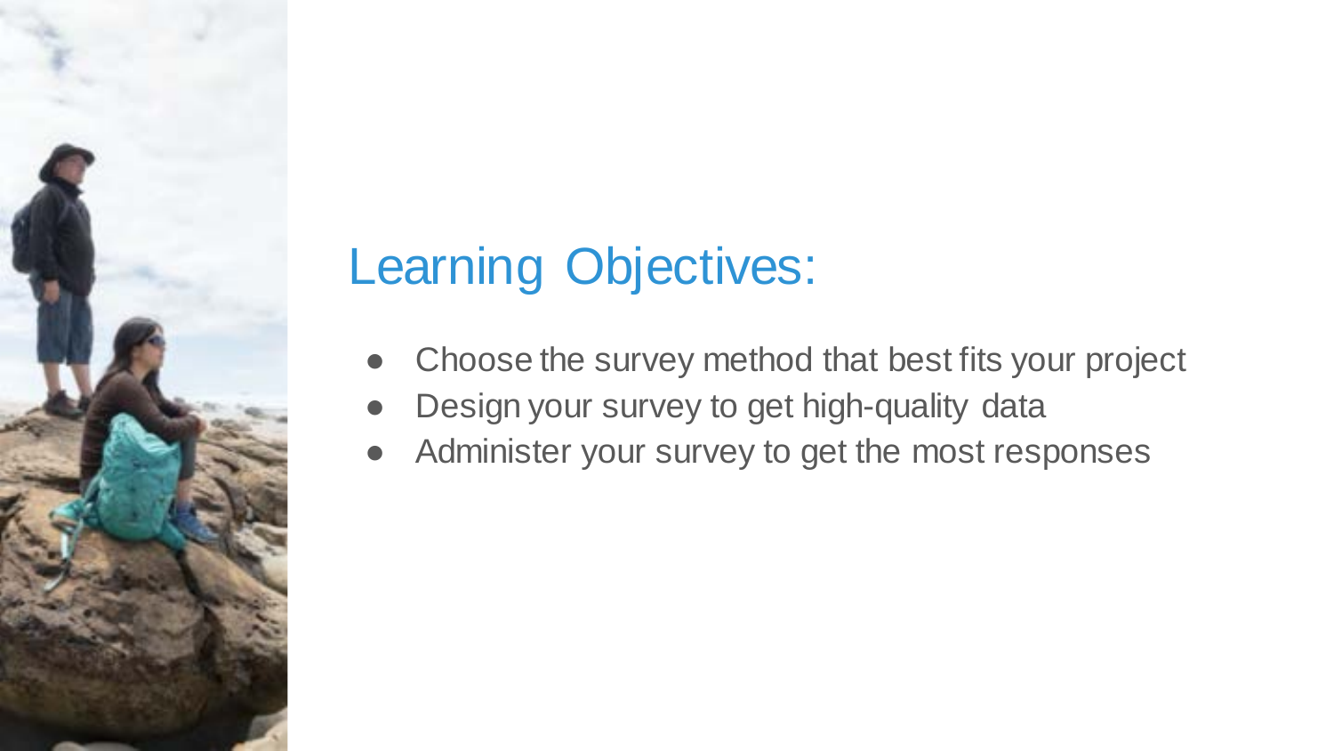# Learning Objectives:

- Choose the survey method that best fits your project
- Design your survey to get high-quality data
- Administer your survey to get the most responses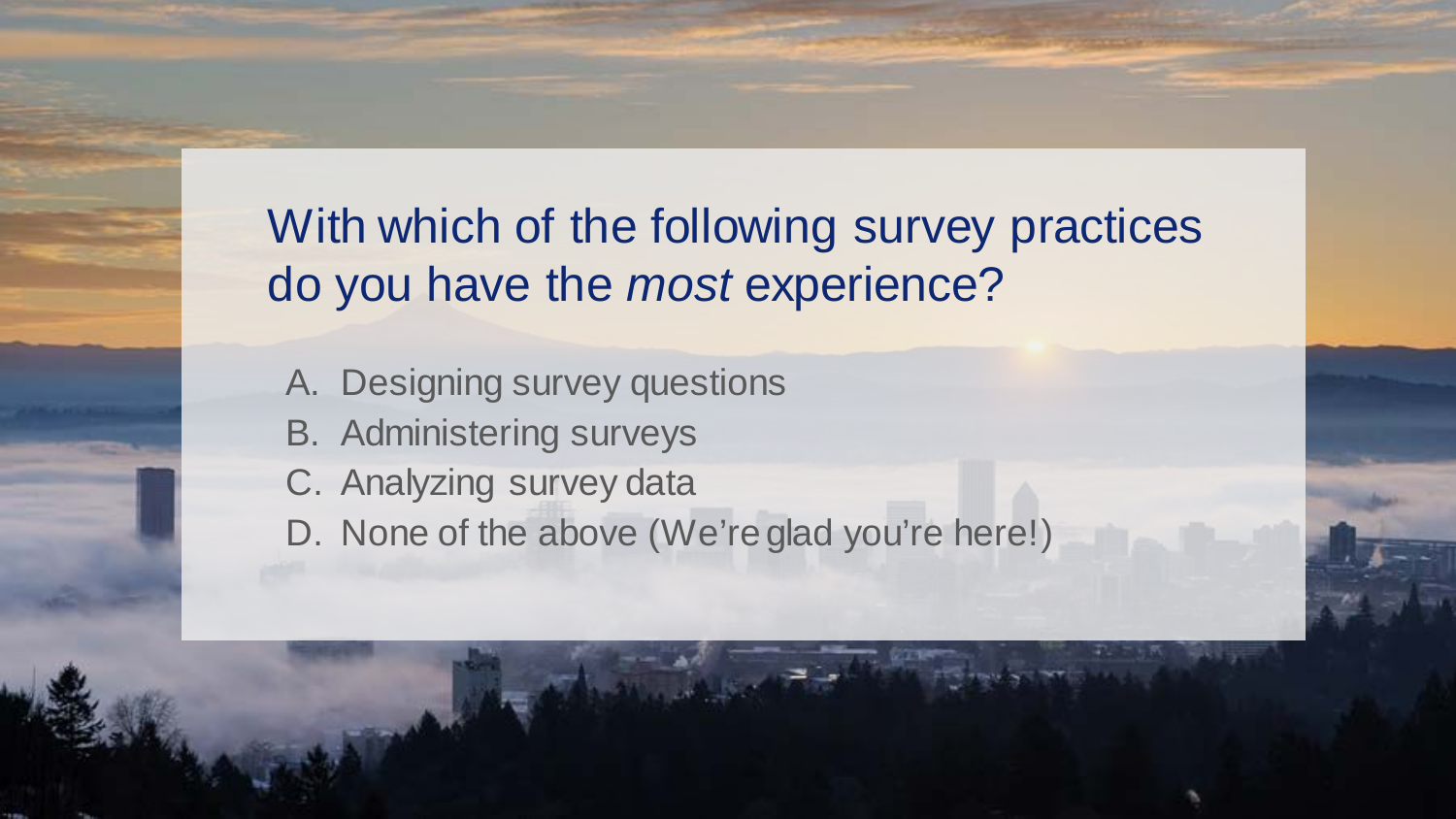## With which of the following survey practices do you have the *most* experience?

A. Designing survey questions
B. Administering surveys
C. Analyzing survey data
D. None of the above (We're glad you're here!)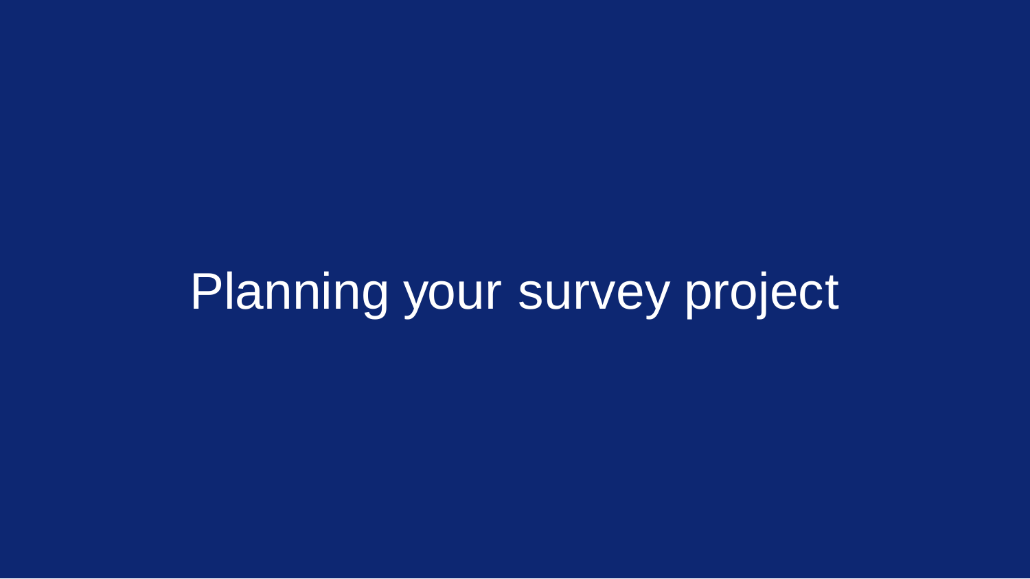# Planning your survey project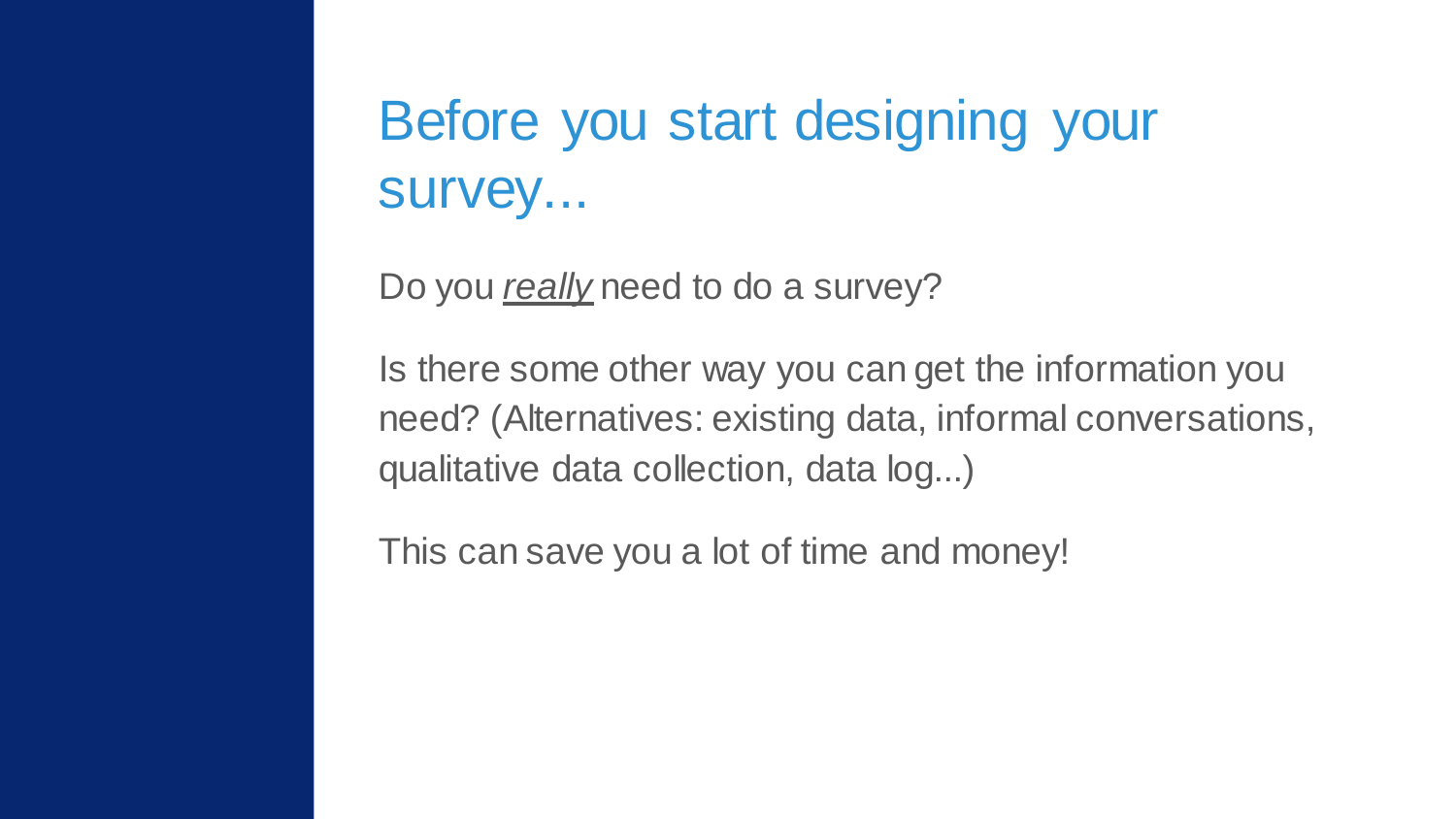# Before you start designing your survey...

Do you *really* need to do a survey?

Is there some other way you can get the information you need? (Alternatives: existing data, informal conversations, qualitative data collection, data log...)

This can save you a lot of time and money!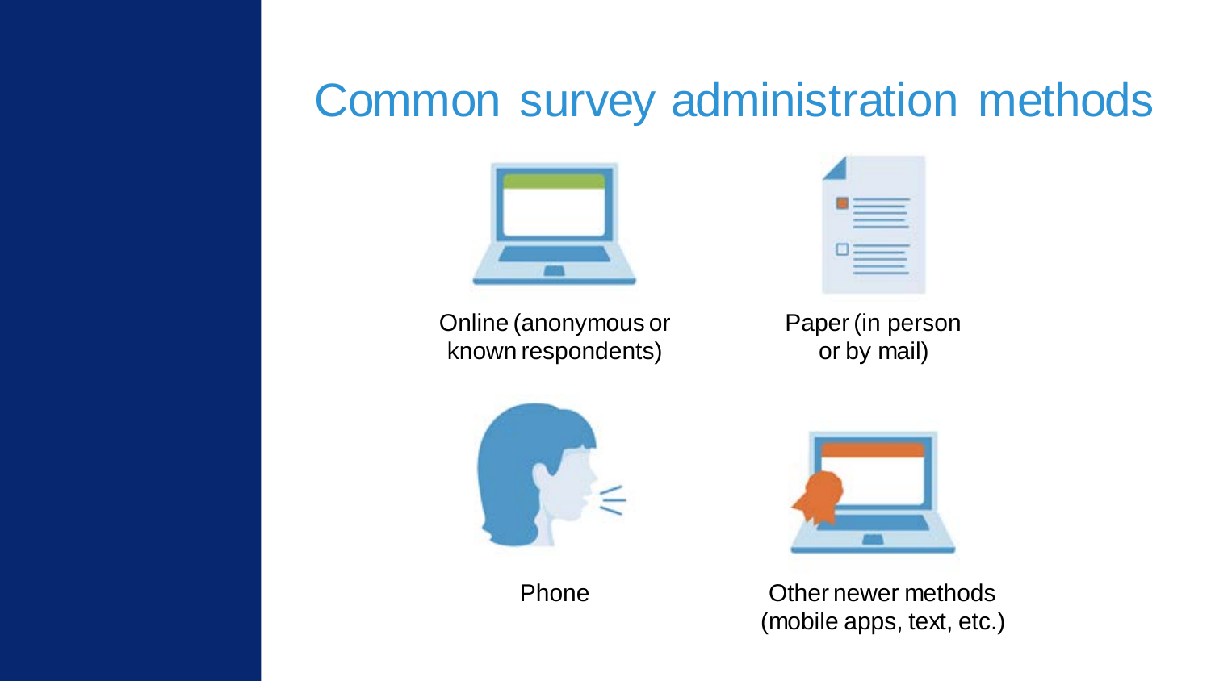# Common survey administration methods

- Online (anonymous or known respondents)
- Paper (in person or by mail)
- Phone
- Other newer methods (mobile apps, text, etc.)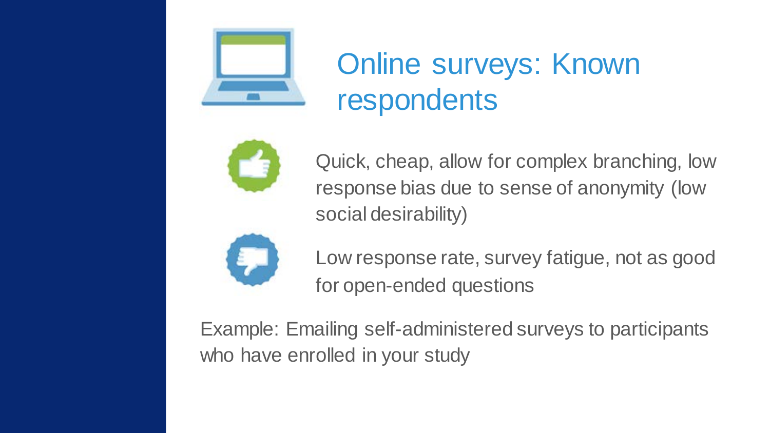# Online surveys: Known respondents

Quick, cheap, allow for complex branching, low response bias due to sense of anonymity (low social desirability)

Low response rate, survey fatigue, not as good for open-ended questions

Example: Emailing self-administered surveys to participants who have enrolled in your study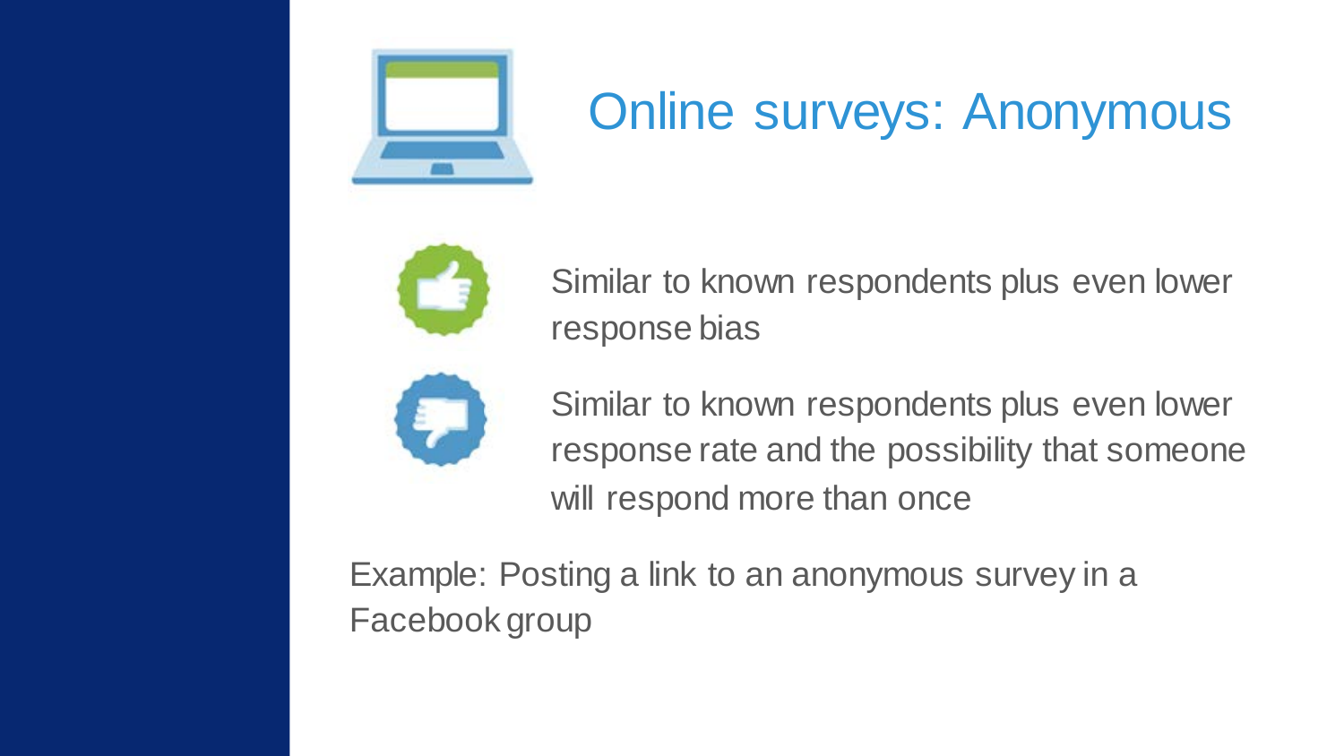# Online surveys: Anonymous

- Similar to known respondents plus even lower response bias
- Similar to known respondents plus even lower response rate and the possibility that someone will respond more than once

Example: Posting a link to an anonymous survey in a Facebook group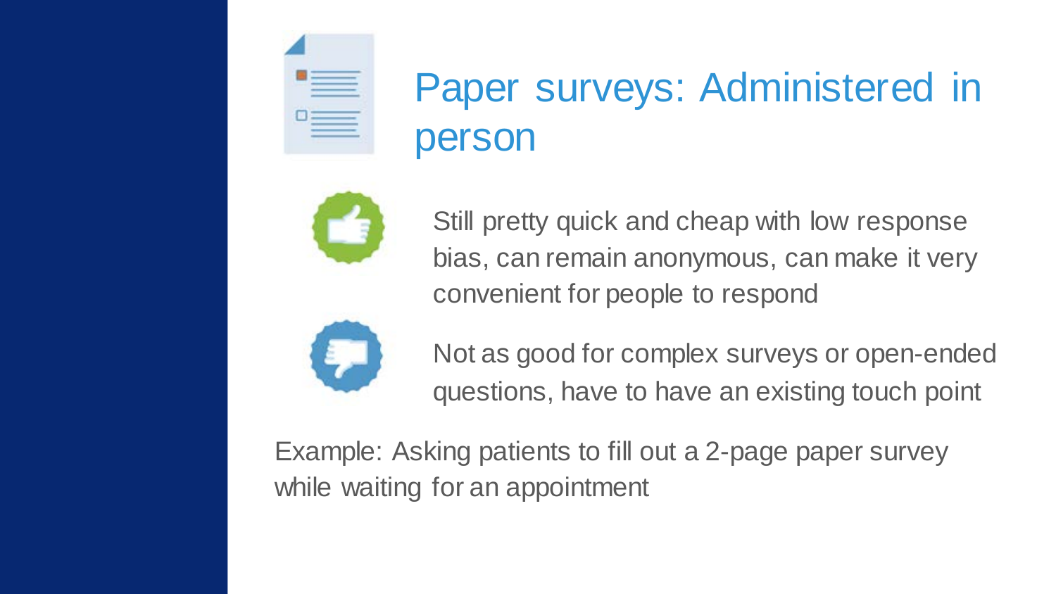# Paper surveys: Administered in person

Still pretty quick and cheap with low response bias, can remain anonymous, can make it very convenient for people to respond

Not as good for complex surveys or open-ended questions, have to have an existing touch point

Example: Asking patients to fill out a 2-page paper survey while waiting for an appointment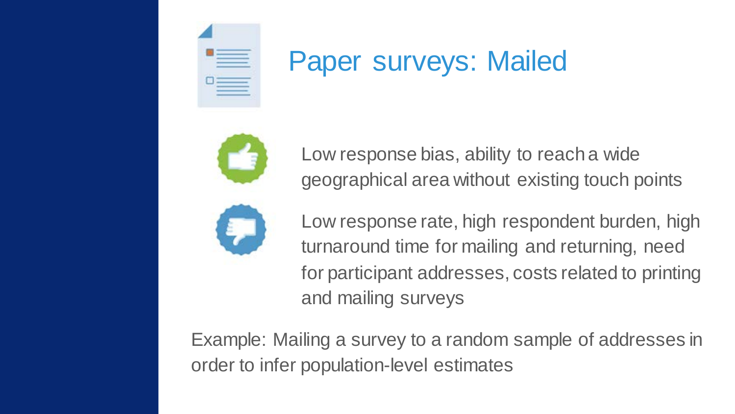# Paper surveys: Mailed

Low response bias, ability to reach a wide geographical area without existing touch points

Low response rate, high respondent burden, high turnaround time for mailing and returning, need for participant addresses, costs related to printing and mailing surveys

Example: Mailing a survey to a random sample of addresses in order to infer population-level estimates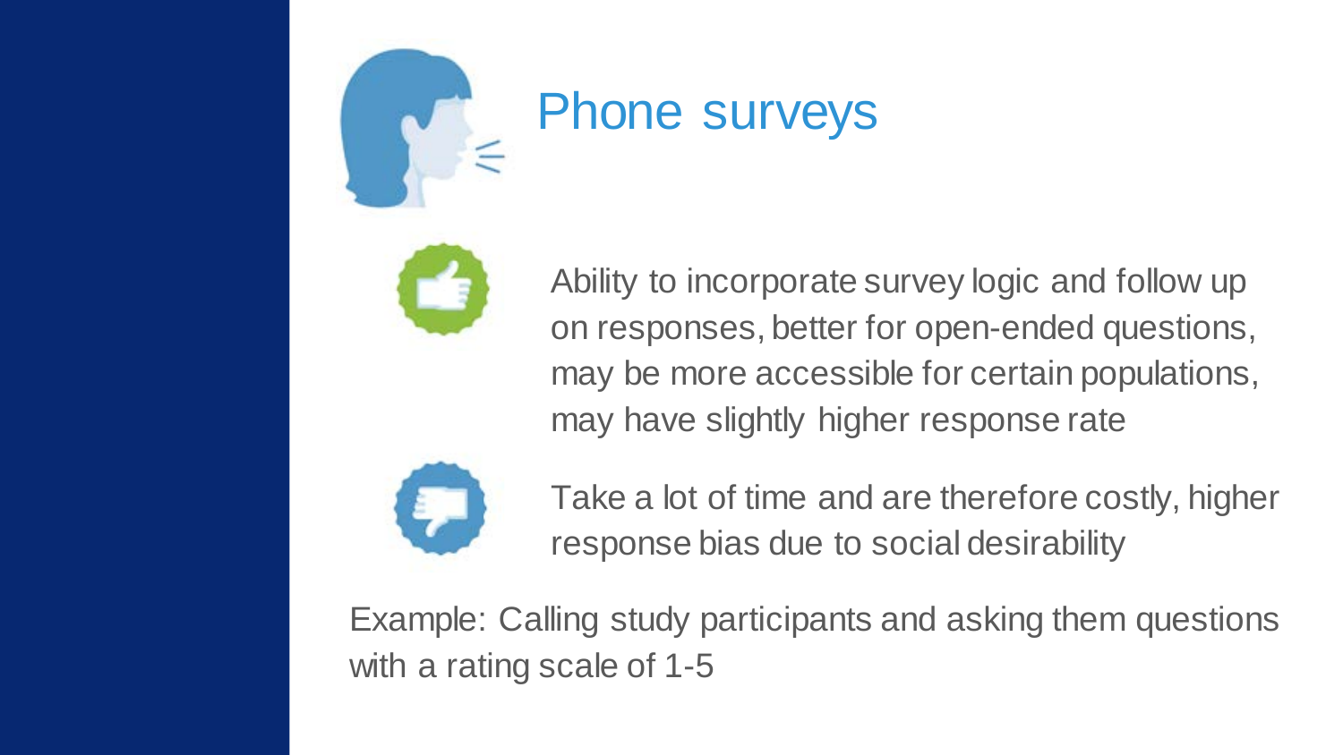# Phone surveys

- Ability to incorporate survey logic and follow up on responses, better for open-ended questions, may be more accessible for certain populations, may have slightly higher response rate

- Take a lot of time and are therefore costly, higher response bias due to social desirability

Example: Calling study participants and asking them questions with a rating scale of 1-5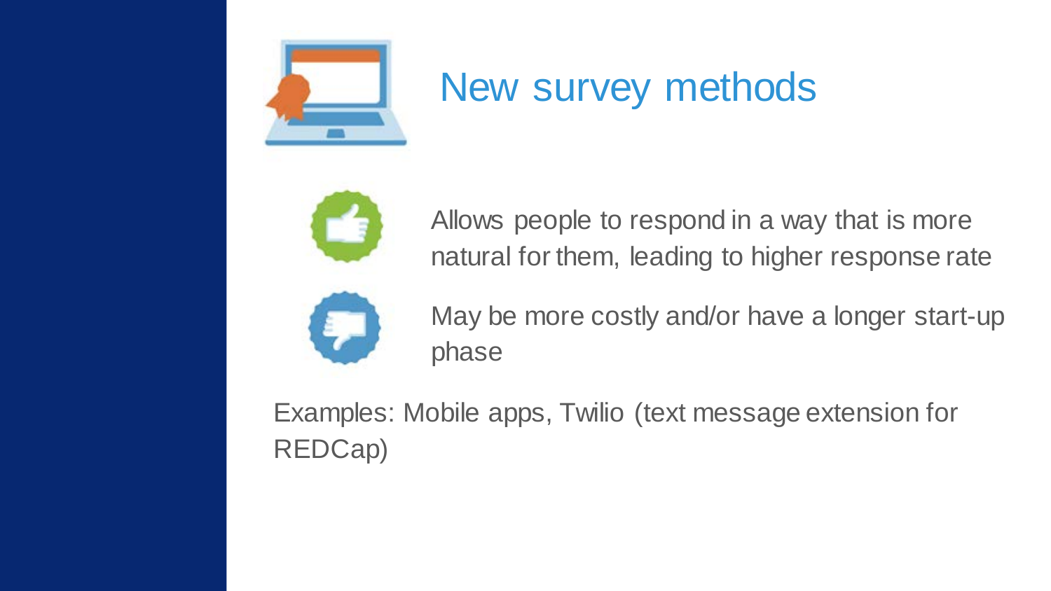# New survey methods

- Allows people to respond in a way that is more natural for them, leading to higher response rate
- May be more costly and/or have a longer start-up phase

Examples: Mobile apps, Twilio (text message extension for REDCap)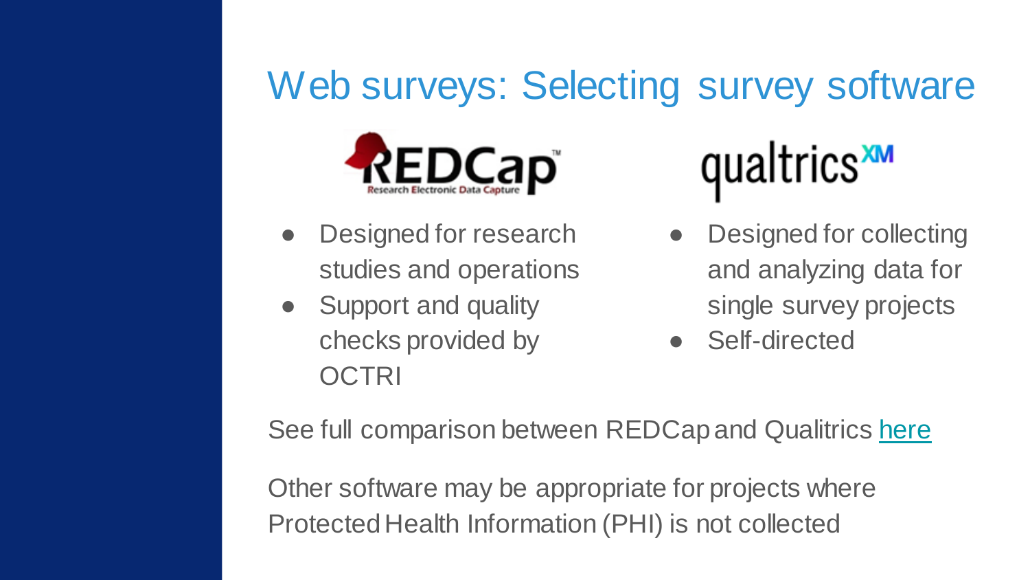# Web surveys: Selecting survey software

**REDCap**

- Designed for research studies and operations
- Support and quality checks provided by OCTRI

**qualtrics XM**

- Designed for collecting and analyzing data for single survey projects
- Self-directed

See full comparison between REDCap and Qualitrics here

Other software may be appropriate for projects where Protected Health Information (PHI) is not collected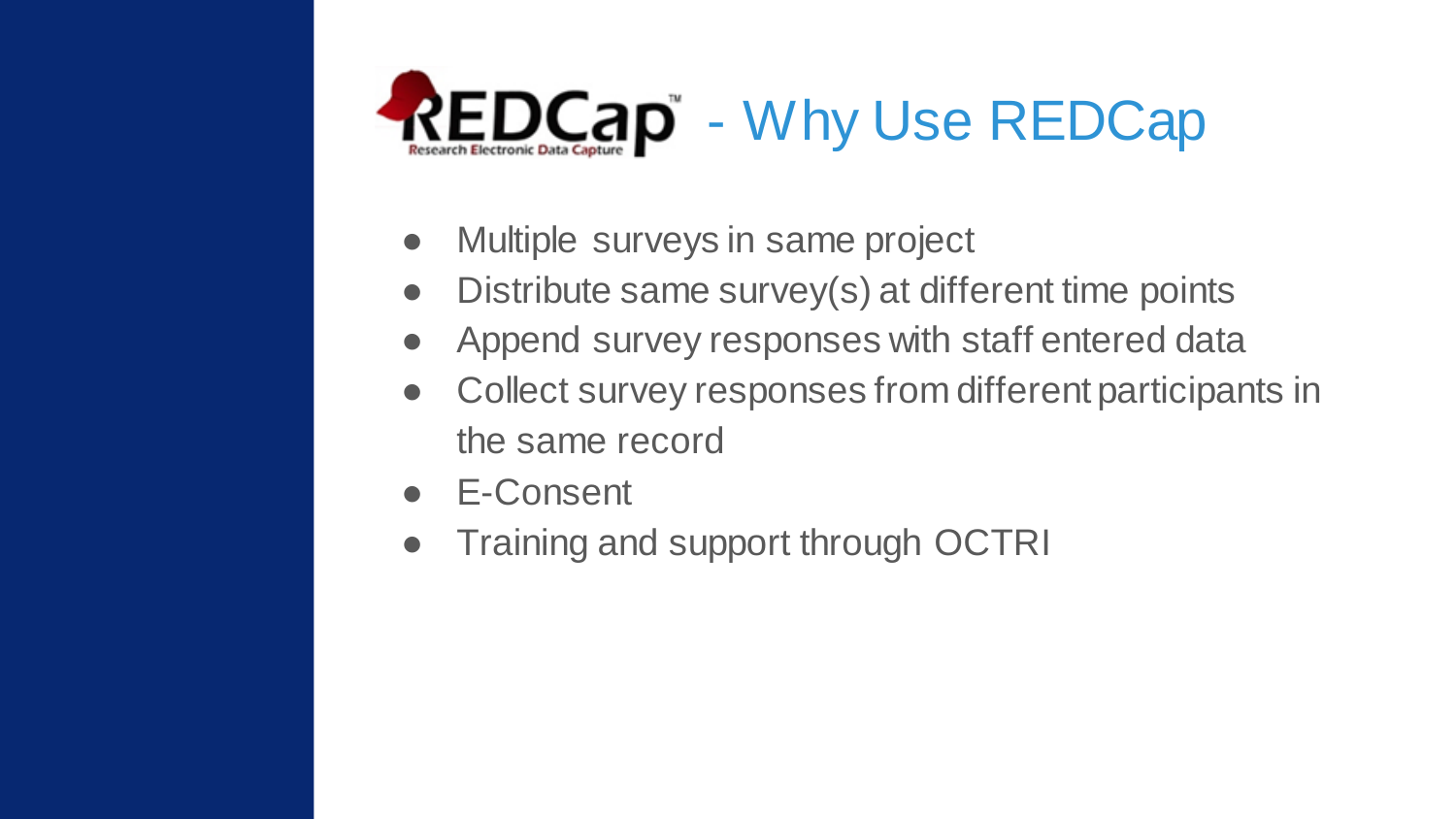# REDCap - Why Use REDCap

- Multiple surveys in same project
- Distribute same survey(s) at different time points
- Append survey responses with staff entered data
- Collect survey responses from different participants in the same record
- E-Consent
- Training and support through OCTRI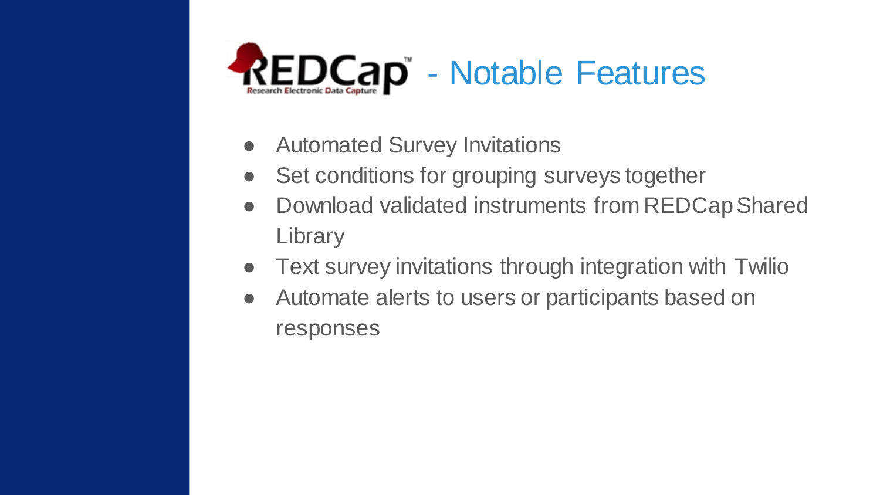# REDCap - Notable Features

- Automated Survey Invitations
- Set conditions for grouping surveys together
- Download validated instruments from REDCap Shared Library
- Text survey invitations through integration with Twilio
- Automate alerts to users or participants based on responses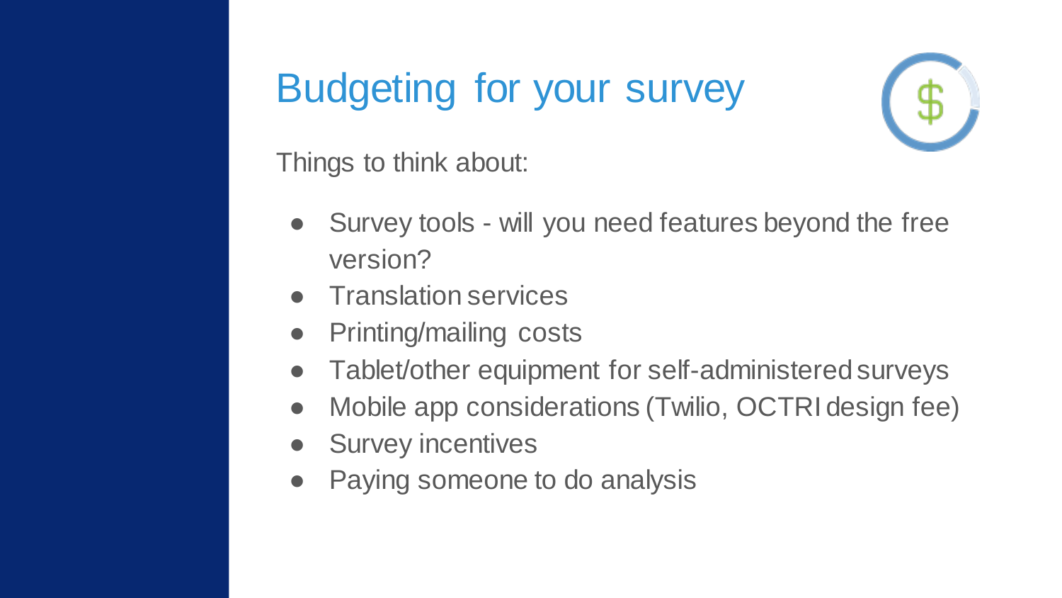# Budgeting for your survey

Things to think about:

- Survey tools - will you need features beyond the free version?
- Translation services
- Printing/mailing costs
- Tablet/other equipment for self-administered surveys
- Mobile app considerations (Twilio, OCTRI design fee)
- Survey incentives
- Paying someone to do analysis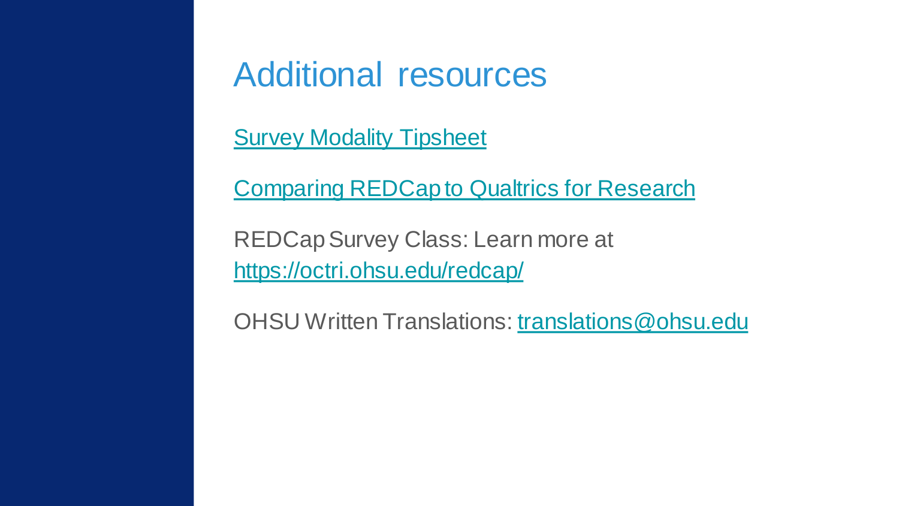# Additional resources

Survey Modality Tipsheet

Comparing REDCap to Qualtrics for Research

REDCap Survey Class: Learn more at https://octri.ohsu.edu/redcap/

OHSU Written Translations: translations@ohsu.edu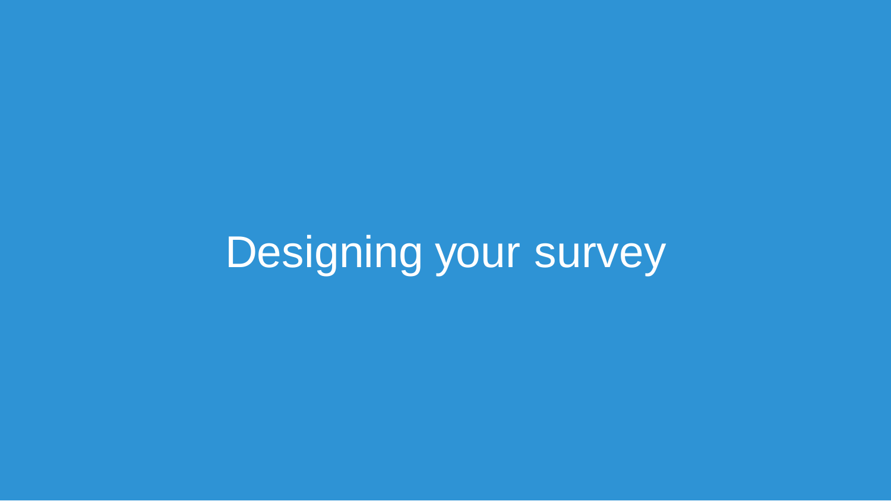# Designing your survey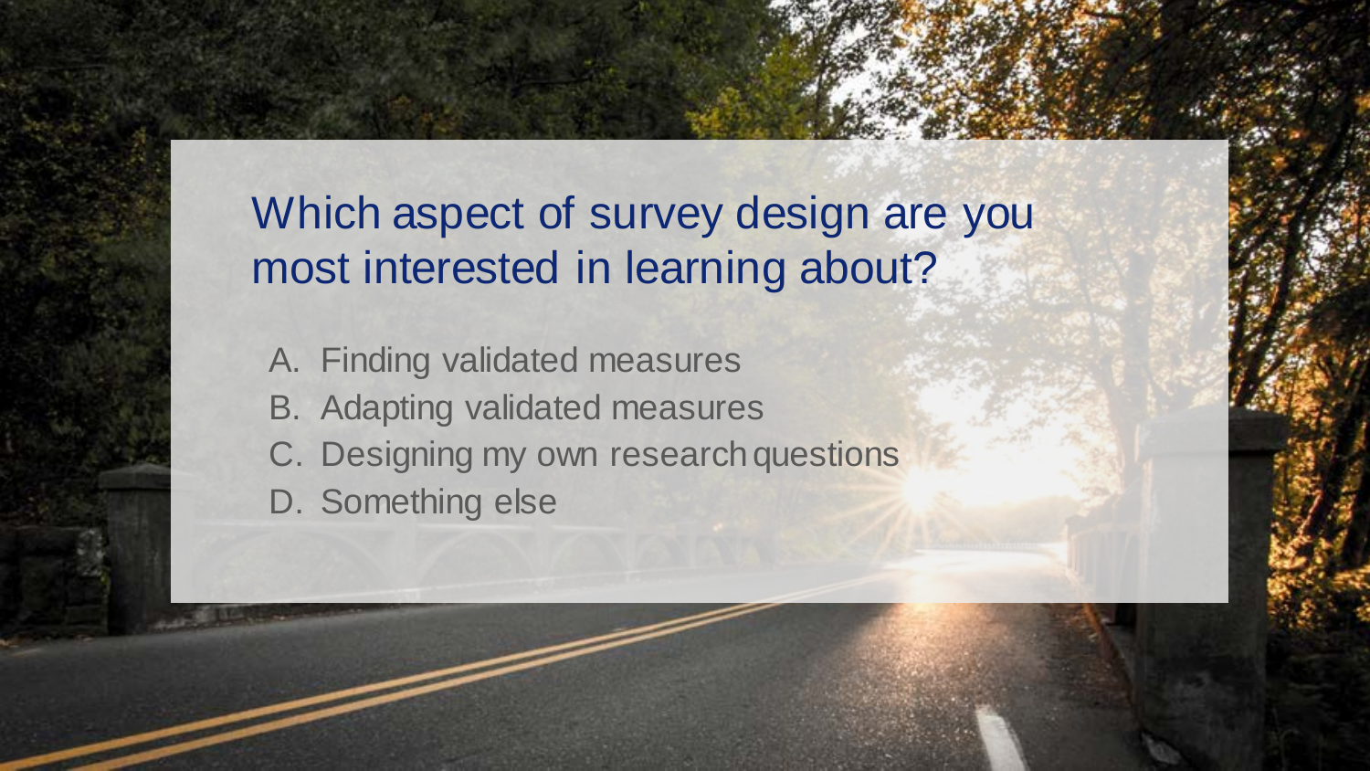## Which aspect of survey design are you most interested in learning about?

A. Finding validated measures
B. Adapting validated measures
C. Designing my own research questions
D. Something else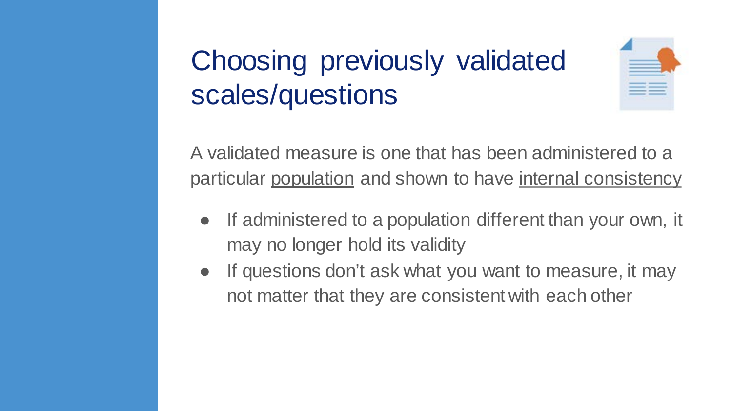# Choosing previously validated scales/questions

A validated measure is one that has been administered to a particular population and shown to have internal consistency

- If administered to a population different than your own, it may no longer hold its validity
- If questions don't ask what you want to measure, it may not matter that they are consistent with each other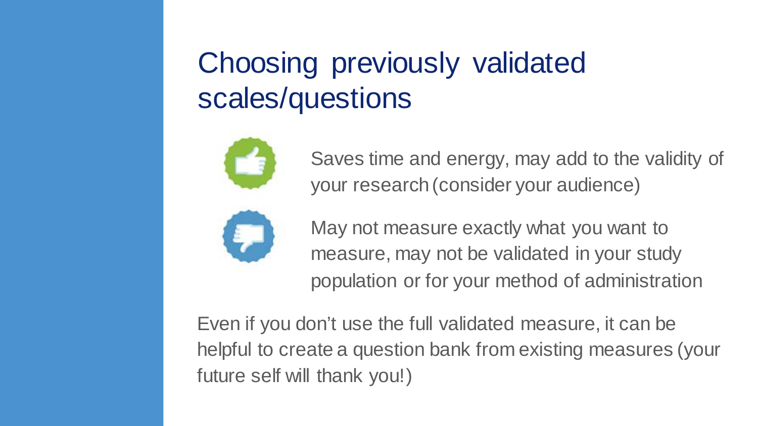# Choosing previously validated scales/questions

- Saves time and energy, may add to the validity of your research (consider your audience)
- May not measure exactly what you want to measure, may not be validated in your study population or for your method of administration

Even if you don't use the full validated measure, it can be helpful to create a question bank from existing measures (your future self will thank you!)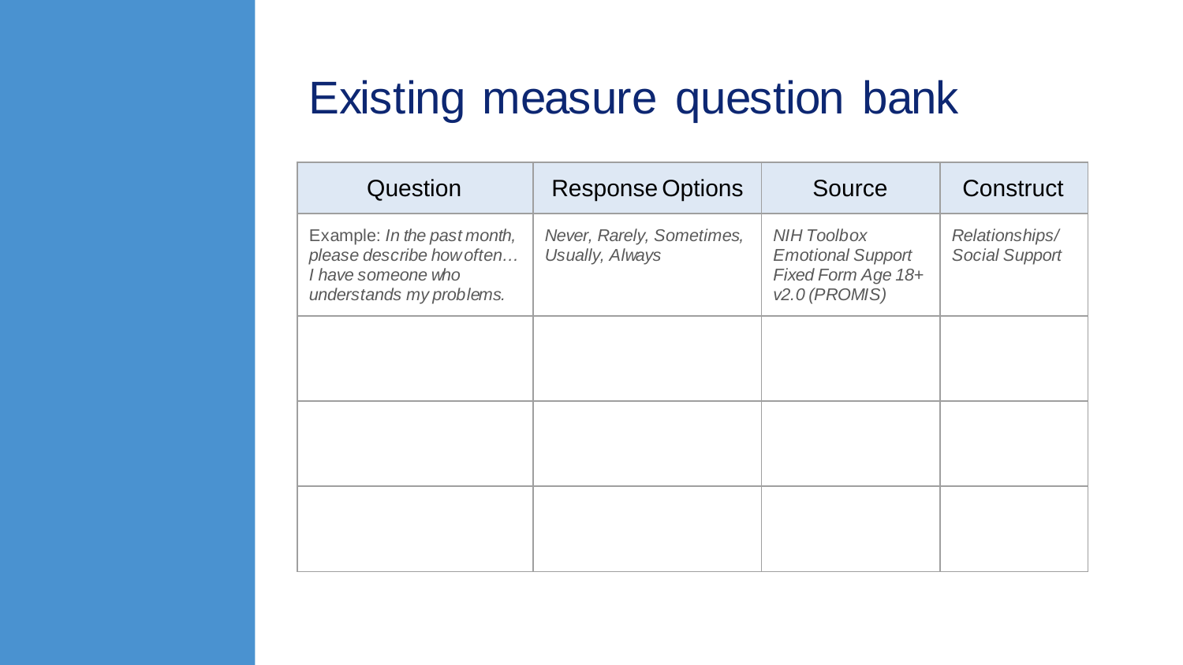# Existing measure question bank

| Question | Response Options | Source | Construct |
|---|---|---|---|
| Example: *In the past month, please describe how often… I have someone who understands my problems.* | *Never, Rarely, Sometimes, Usually, Always* | *NIH Toolbox Emotional Support Fixed Form Age 18+ v2.0 (PROMIS)* | *Relationships/ Social Support* |
| | | | |
| | | | |
| | | | |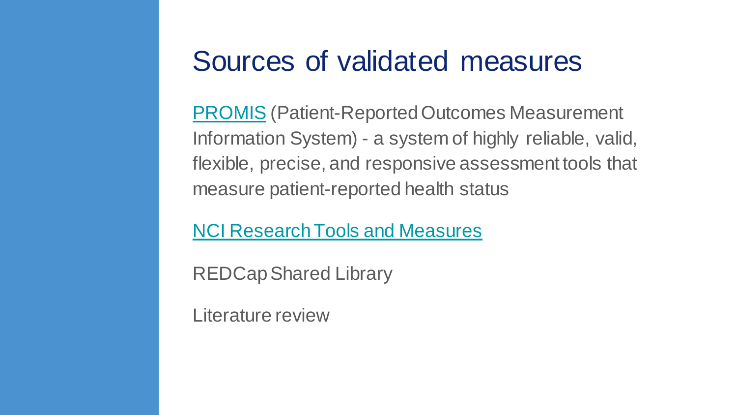# Sources of validated measures

PROMIS (Patient-Reported Outcomes Measurement Information System) - a system of highly reliable, valid, flexible, precise, and responsive assessment tools that measure patient-reported health status

NCI Research Tools and Measures

REDCap Shared Library

Literature review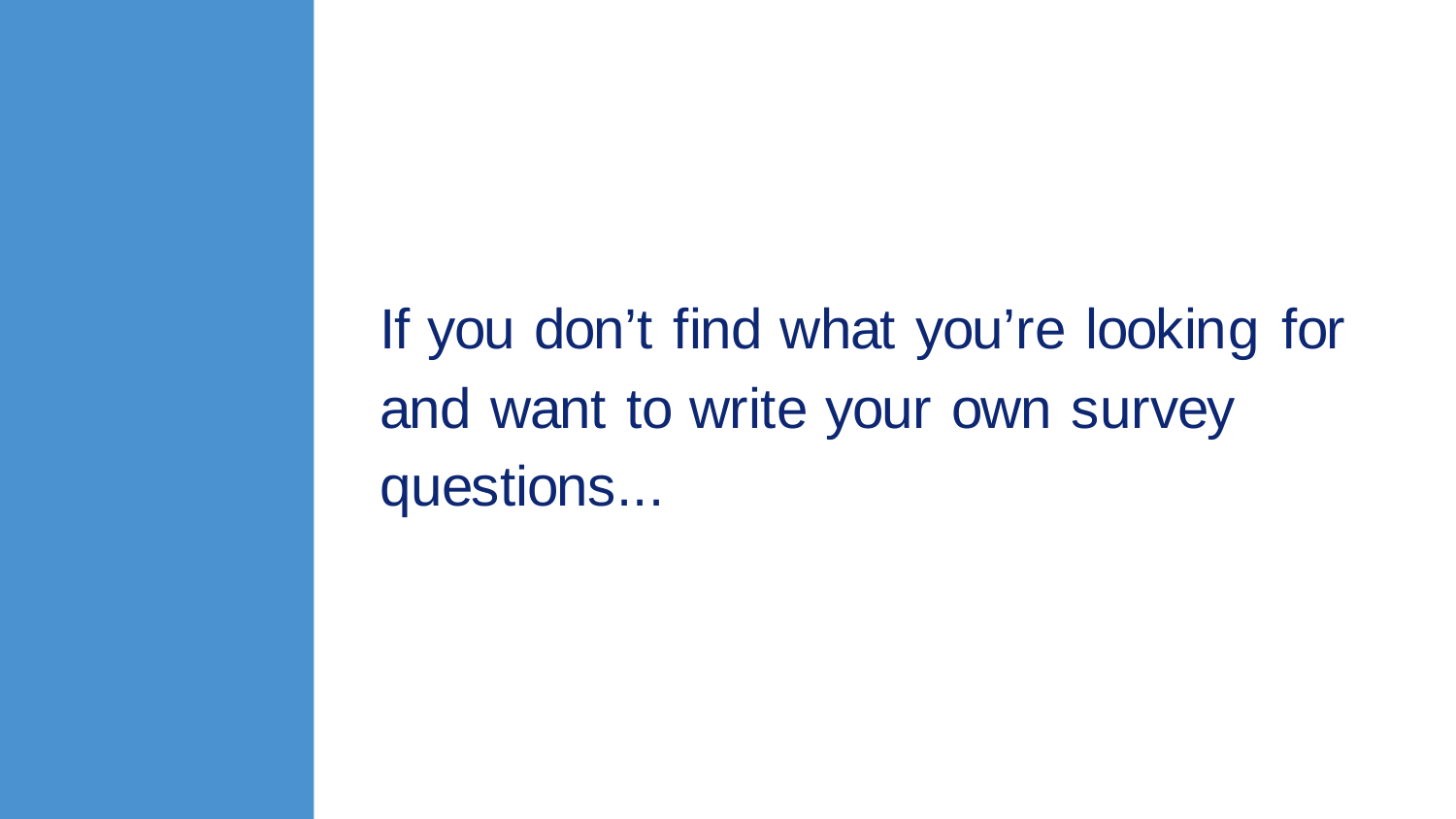If you don’t find what you’re looking for and want to write your own survey questions...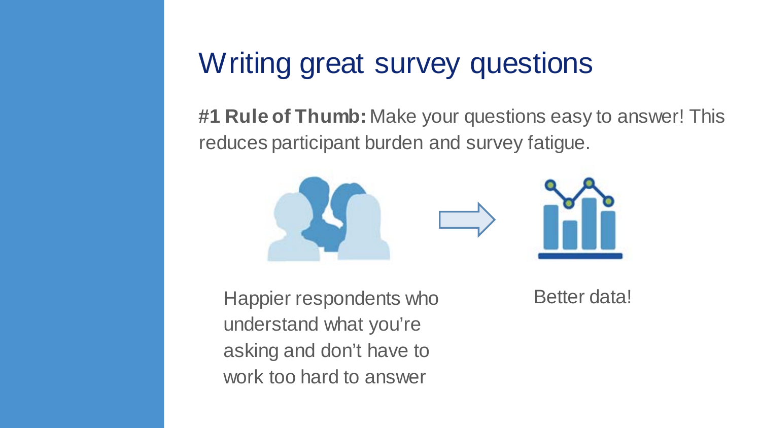# Writing great survey questions

**#1 Rule of Thumb:** Make your questions easy to answer! This reduces participant burden and survey fatigue.

Happier respondents who understand what you're asking and don't have to work too hard to answer

Better data!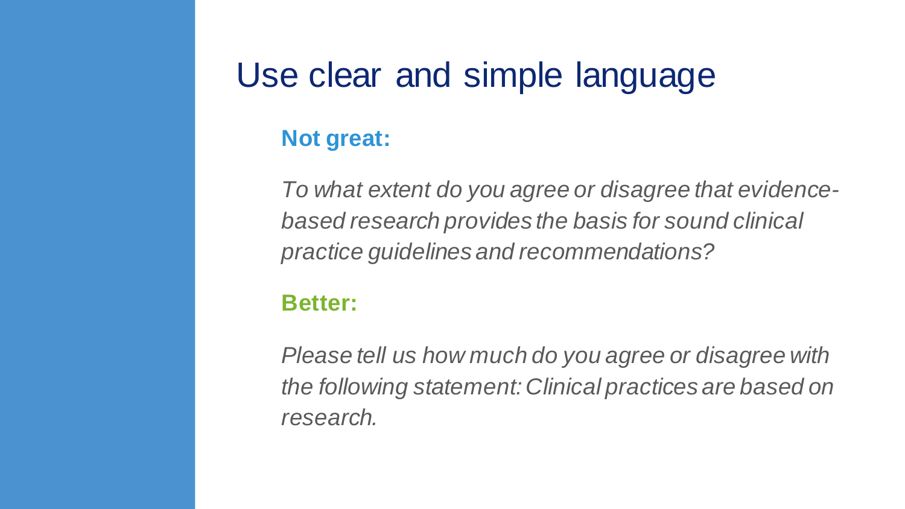# Use clear and simple language

**Not great:**

*To what extent do you agree or disagree that evidence-based research provides the basis for sound clinical practice guidelines and recommendations?*

**Better:**

*Please tell us how much do you agree or disagree with the following statement: Clinical practices are based on research.*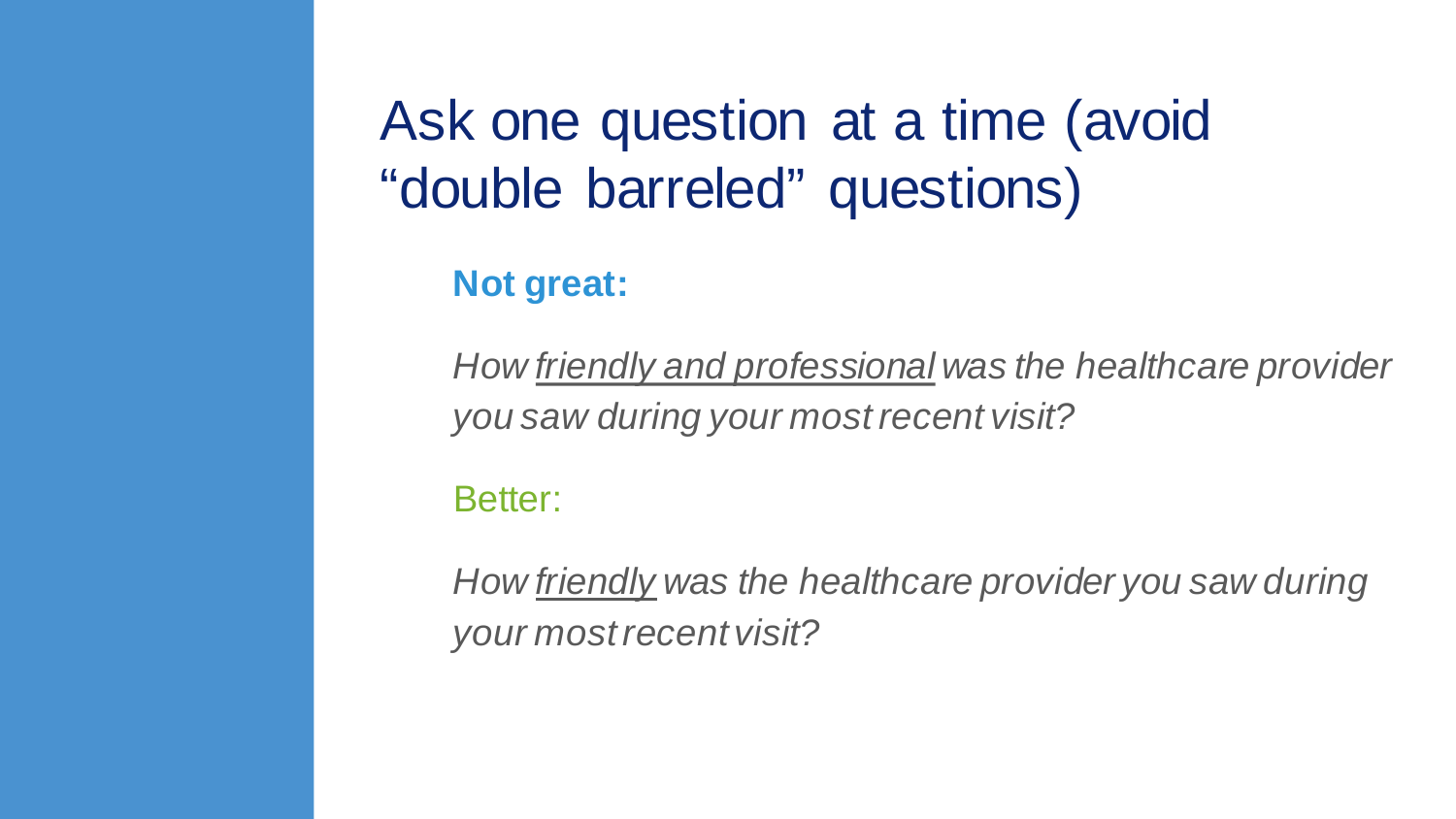# Ask one question at a time (avoid "double barreled" questions)

**Not great:**

*How <u>friendly and professional</u> was the healthcare provider you saw during your most recent visit?*

Better:

*How <u>friendly</u> was the healthcare provider you saw during your most recent visit?*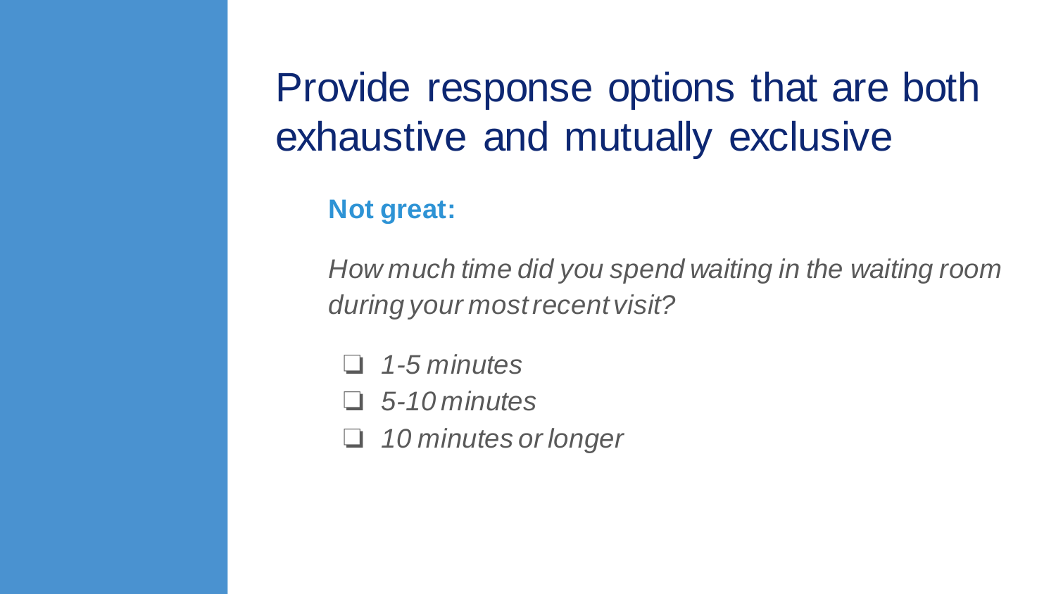# Provide response options that are both exhaustive and mutually exclusive

**Not great:**

*How much time did you spend waiting in the waiting room during your most recent visit?*

- ❑ *1-5 minutes*
- ❑ *5-10 minutes*
- ❑ *10 minutes or longer*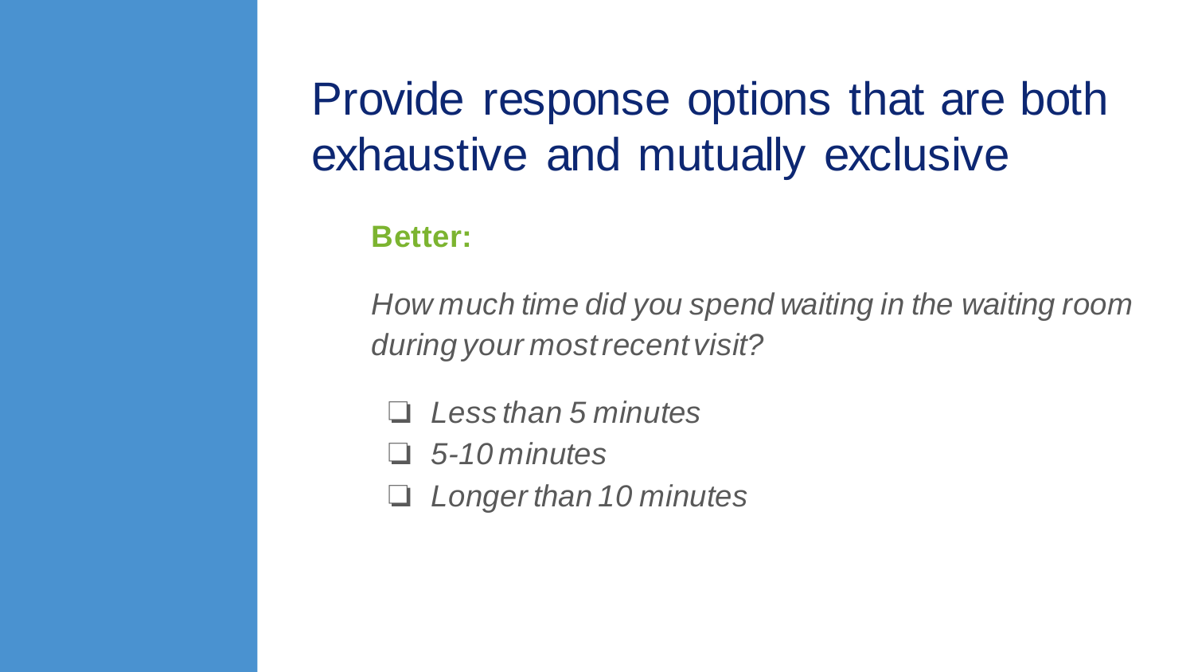# Provide response options that are both exhaustive and mutually exclusive

**Better:**

*How much time did you spend waiting in the waiting room during your most recent visit?*

- ❑ *Less than 5 minutes*
- ❑ *5-10 minutes*
- ❑ *Longer than 10 minutes*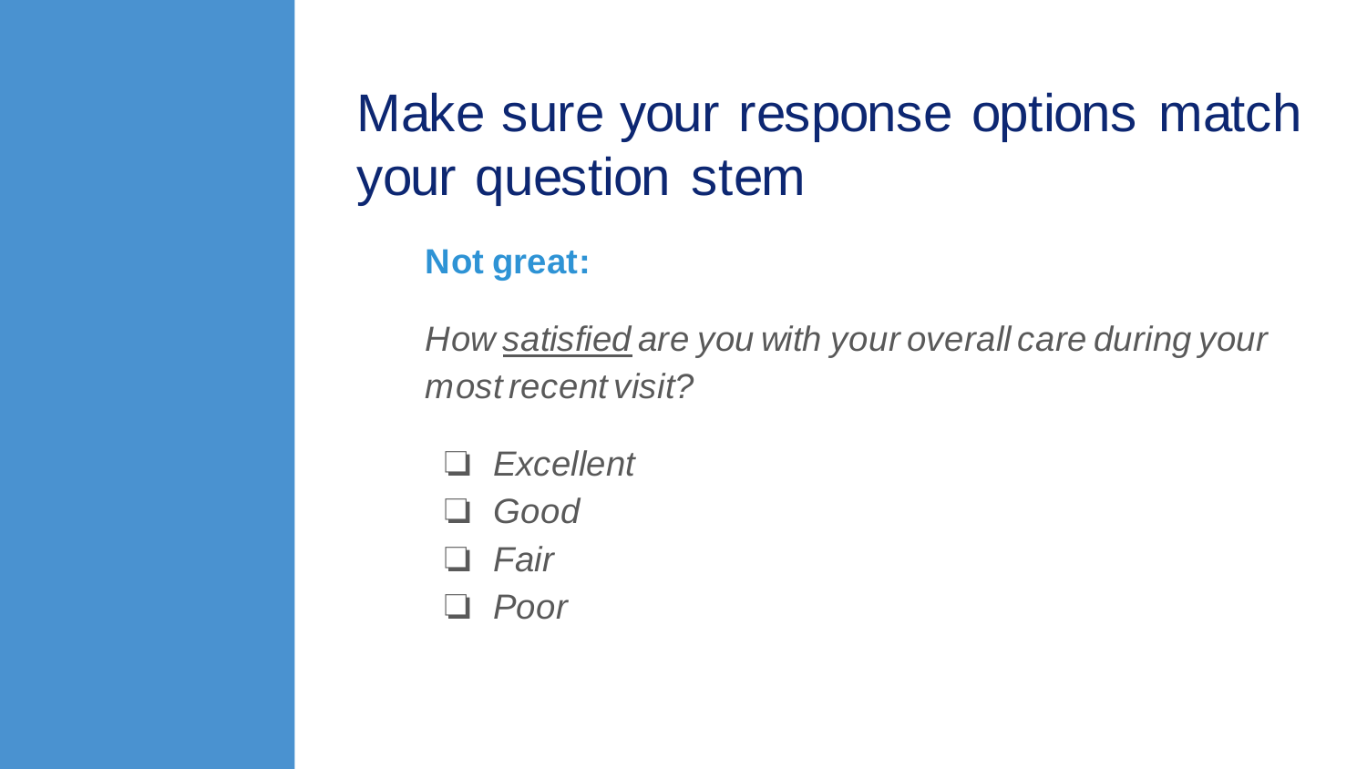# Make sure your response options match your question stem

**Not great:**

*How <u>satisfied</u> are you with your overall care during your most recent visit?*

- ❑ *Excellent*
- ❑ *Good*
- ❑ *Fair*
- ❑ *Poor*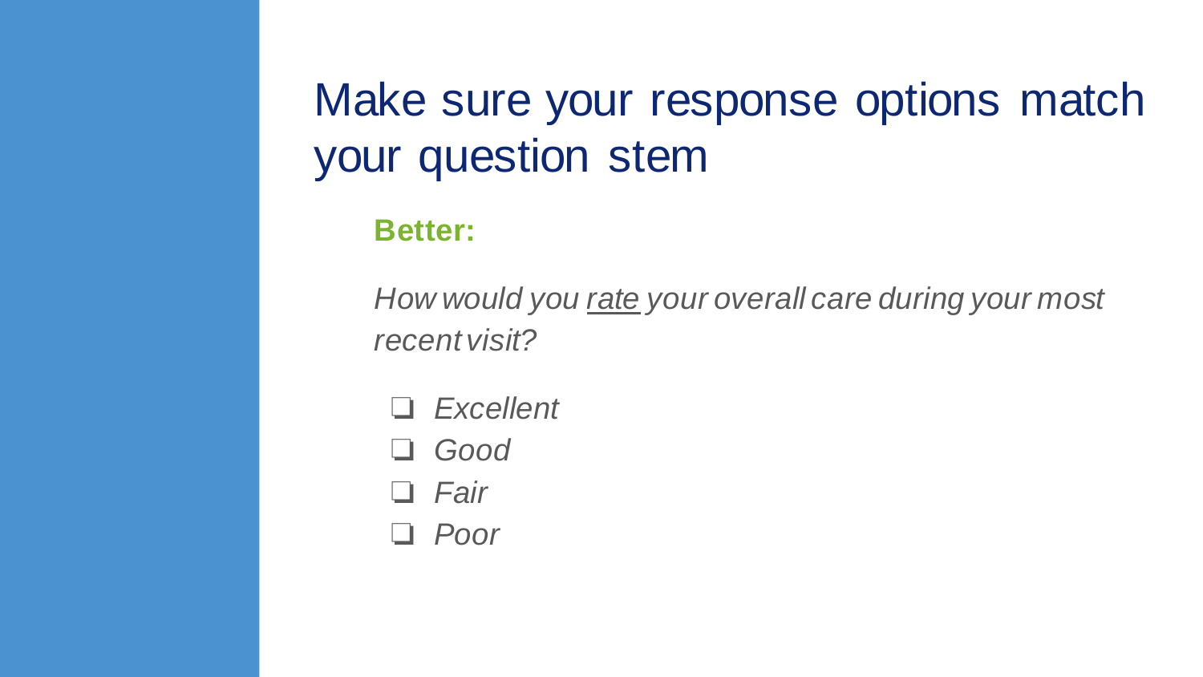# Make sure your response options match your question stem

**Better:**

*How would you <u>rate</u> your overall care during your most recent visit?*

- ❏ *Excellent*
- ❏ *Good*
- ❏ *Fair*
- ❏ *Poor*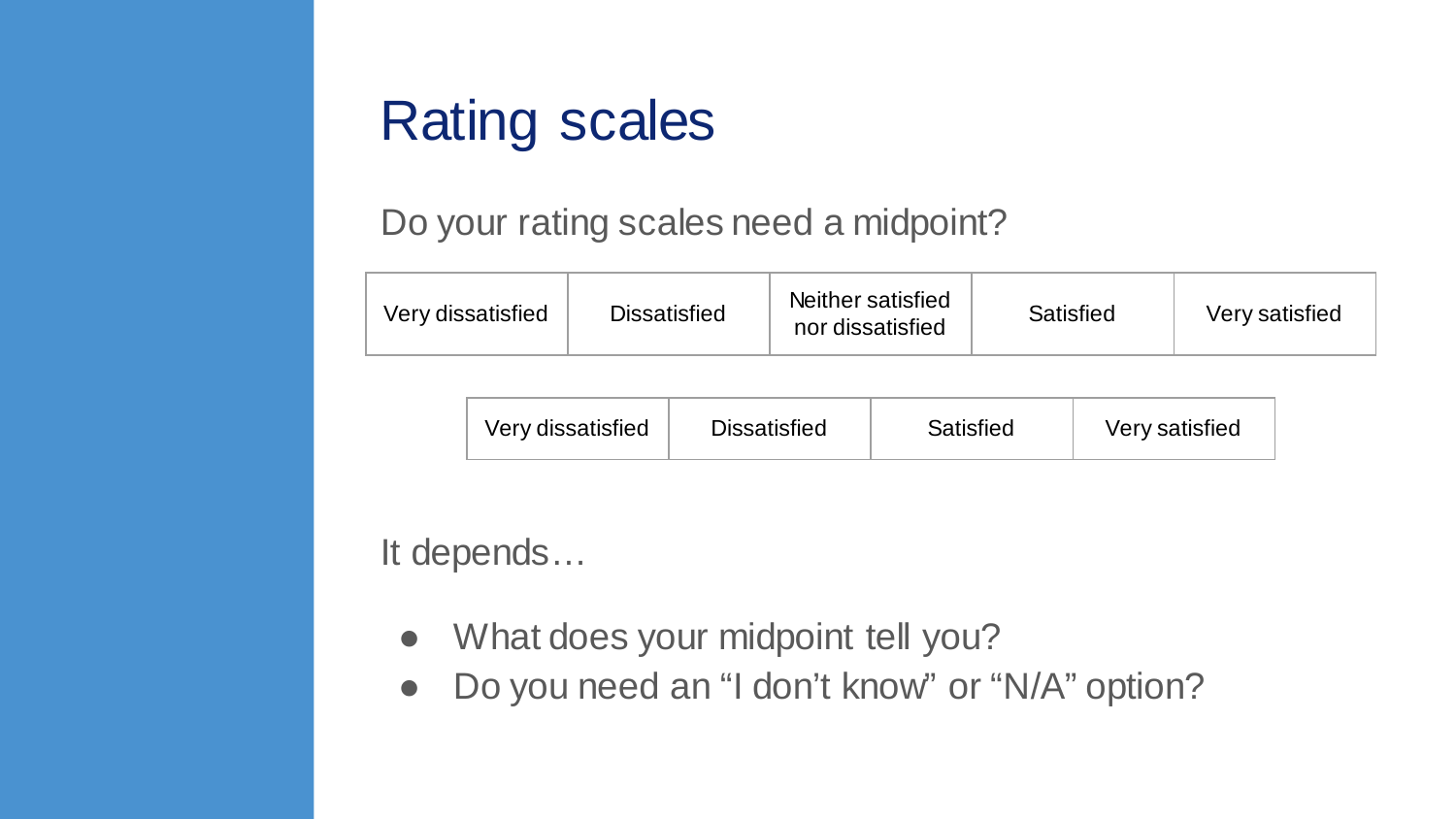# Rating scales

Do your rating scales need a midpoint?

| Very dissatisfied | Dissatisfied | Neither satisfied nor dissatisfied | Satisfied | Very satisfied |
|---|---|---|---|---|

| Very dissatisfied | Dissatisfied | Satisfied | Very satisfied |
|---|---|---|---|

It depends…

- What does your midpoint tell you?
- Do you need an “I don’t know” or “N/A” option?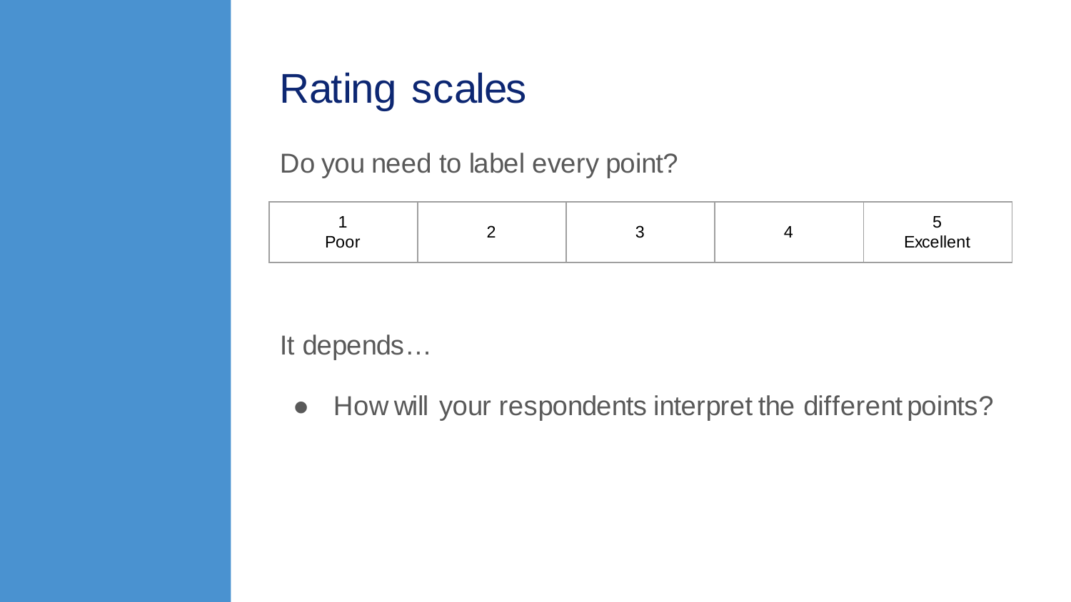# Rating scales

Do you need to label every point?

| 1<br>Poor | 2 | 3 | 4 | 5<br>Excellent |
|---|---|---|---|---|

It depends…

- How will your respondents interpret the different points?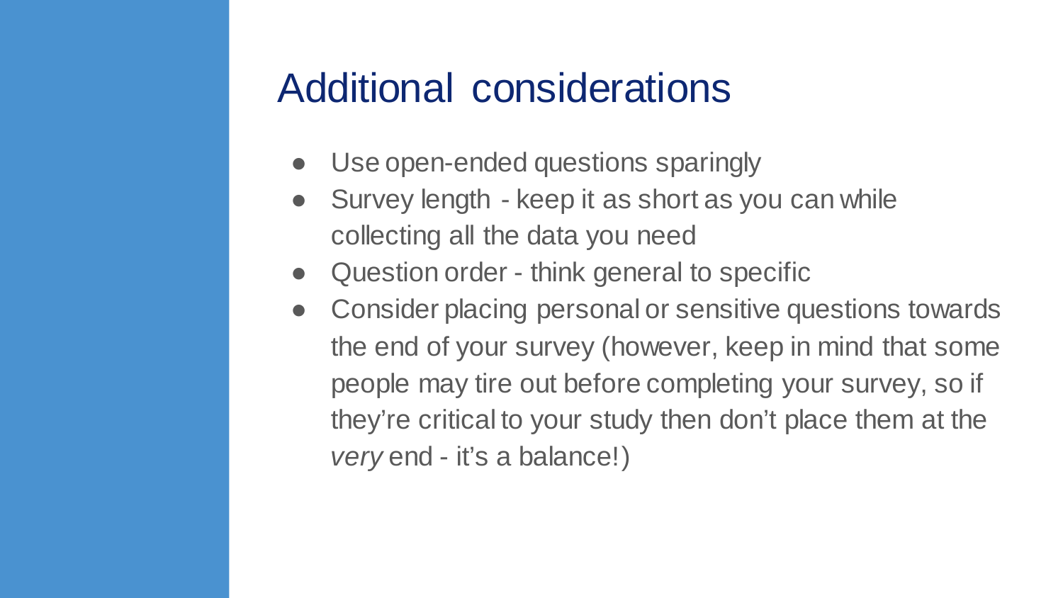# Additional considerations

- Use open-ended questions sparingly
- Survey length - keep it as short as you can while collecting all the data you need
- Question order - think general to specific
- Consider placing personal or sensitive questions towards the end of your survey (however, keep in mind that some people may tire out before completing your survey, so if they're critical to your study then don't place them at the *very* end - it's a balance!)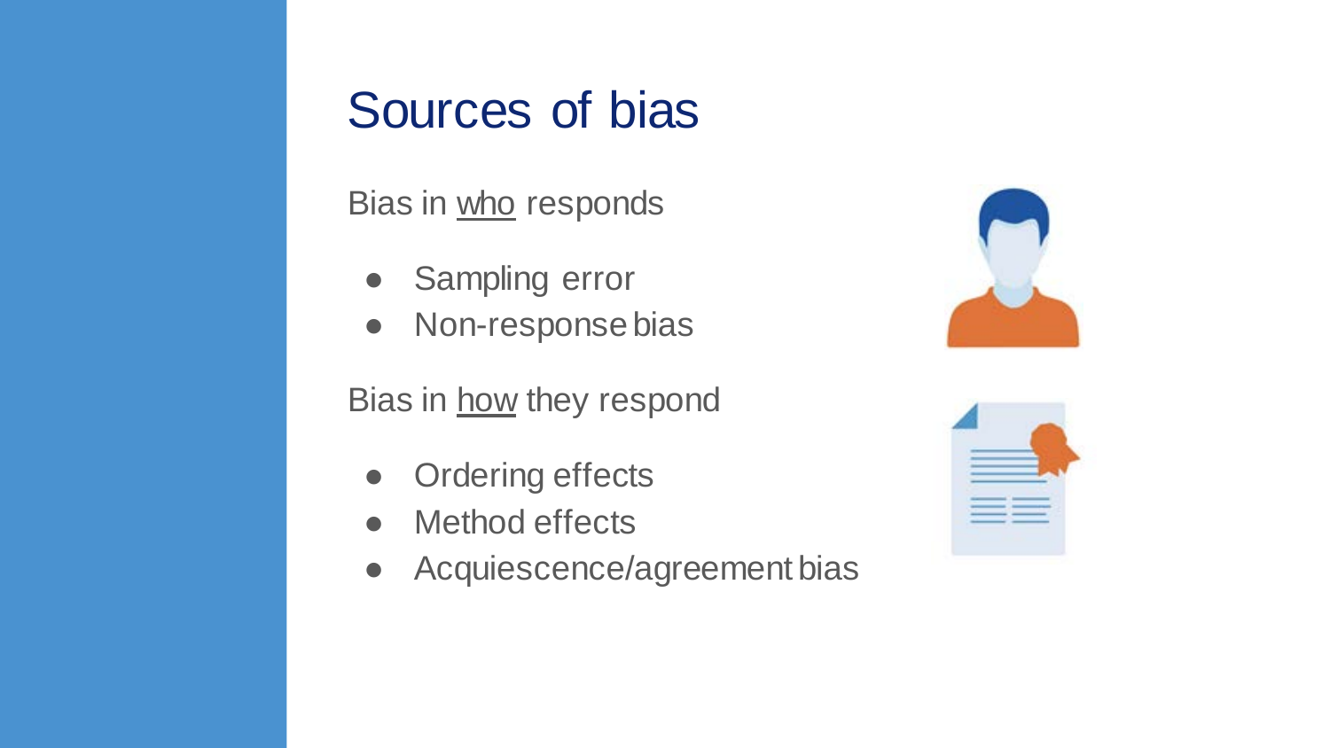# Sources of bias

Bias in <u>who</u> responds

- Sampling error
- Non-response bias

Bias in <u>how</u> they respond

- Ordering effects
- Method effects
- Acquiescence/agreement bias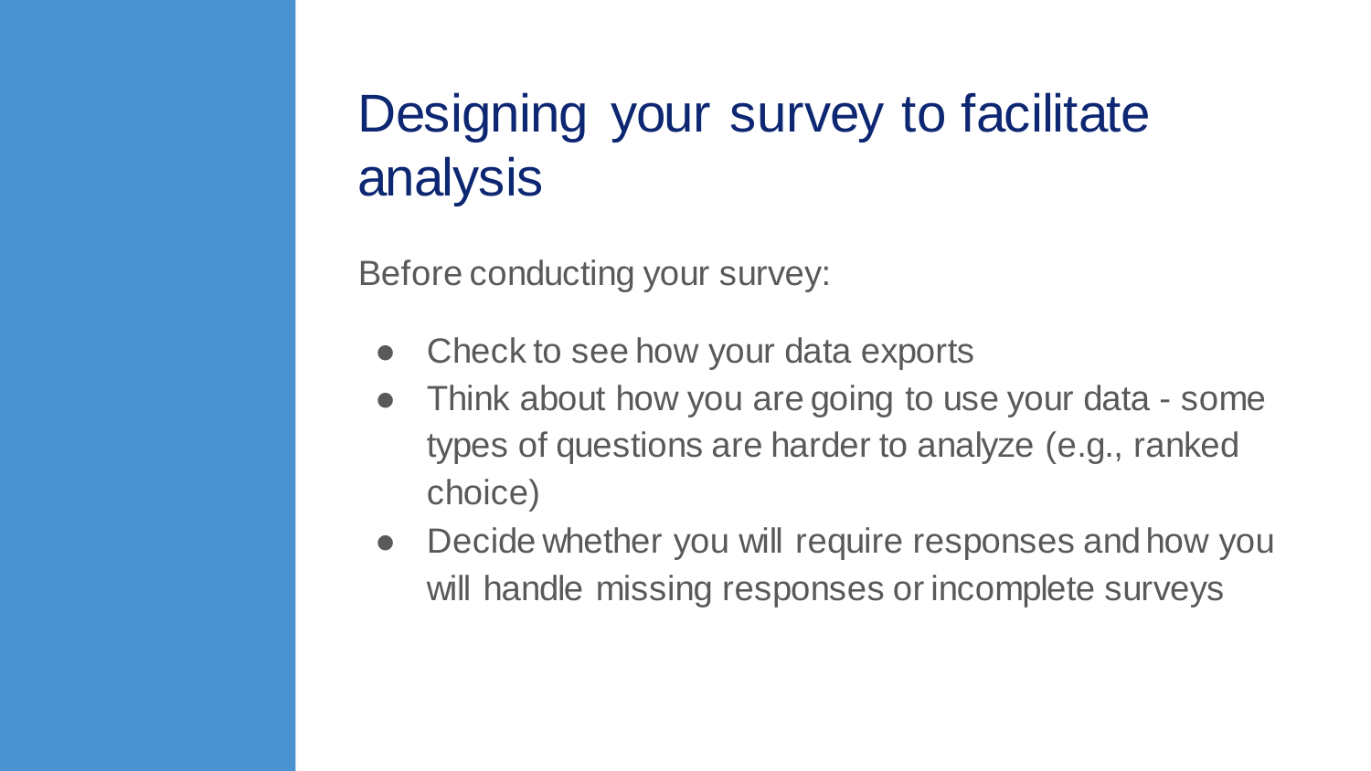# Designing your survey to facilitate analysis

Before conducting your survey:

- Check to see how your data exports
- Think about how you are going to use your data - some types of questions are harder to analyze (e.g., ranked choice)
- Decide whether you will require responses and how you will handle missing responses or incomplete surveys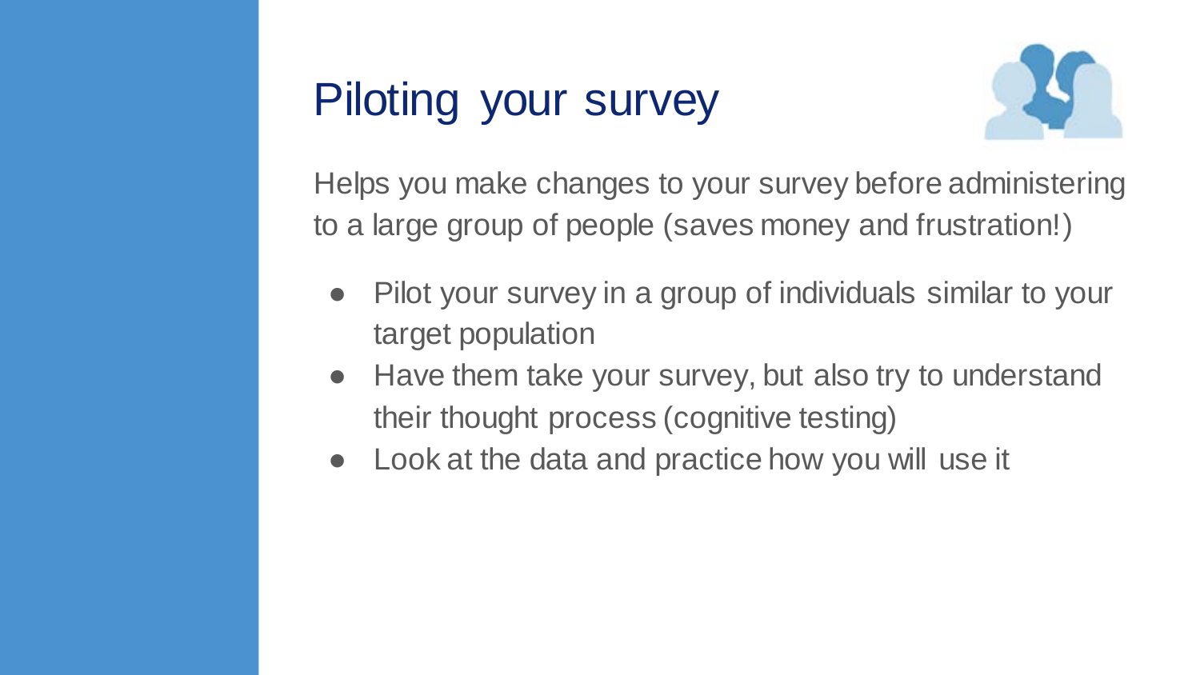# Piloting your survey

Helps you make changes to your survey before administering to a large group of people (saves money and frustration!)

- Pilot your survey in a group of individuals similar to your target population
- Have them take your survey, but also try to understand their thought process (cognitive testing)
- Look at the data and practice how you will use it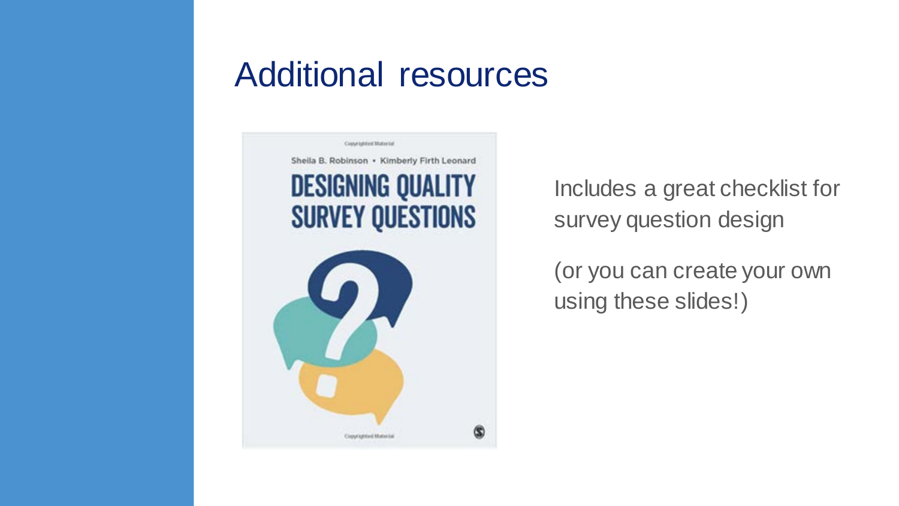# Additional resources

Copyrighted Material

Sheila B. Robinson • Kimberly Firth Leonard

DESIGNING QUALITY SURVEY QUESTIONS

Copyrighted Material

Includes a great checklist for survey question design

(or you can create your own using these slides!)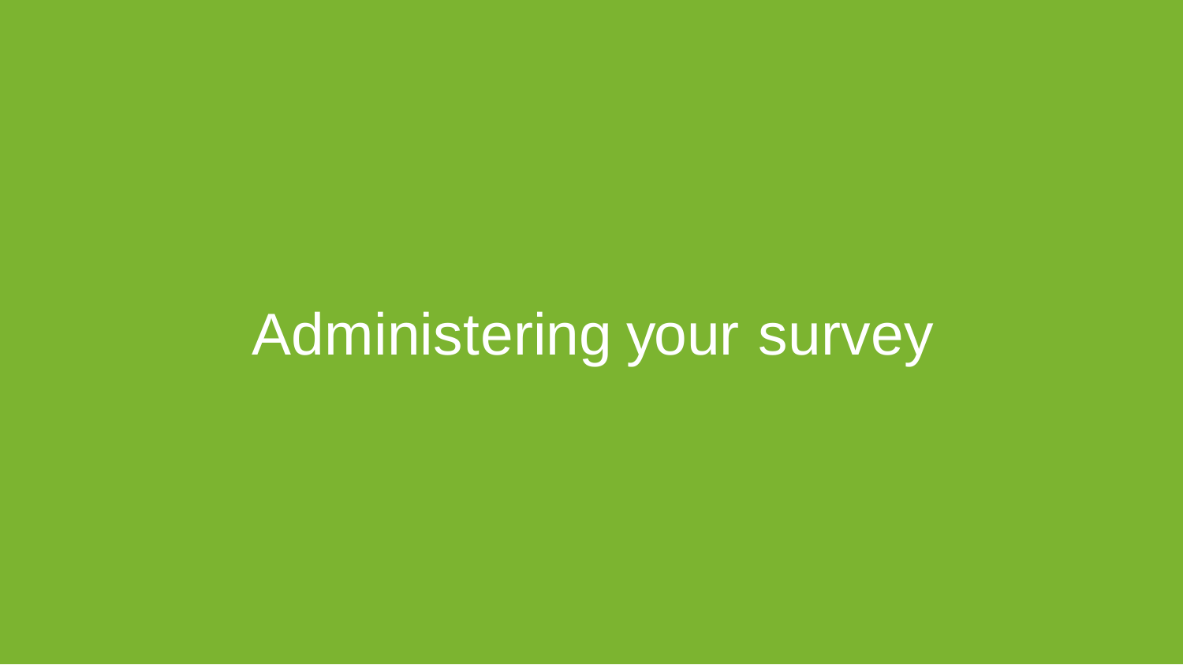# Administering your survey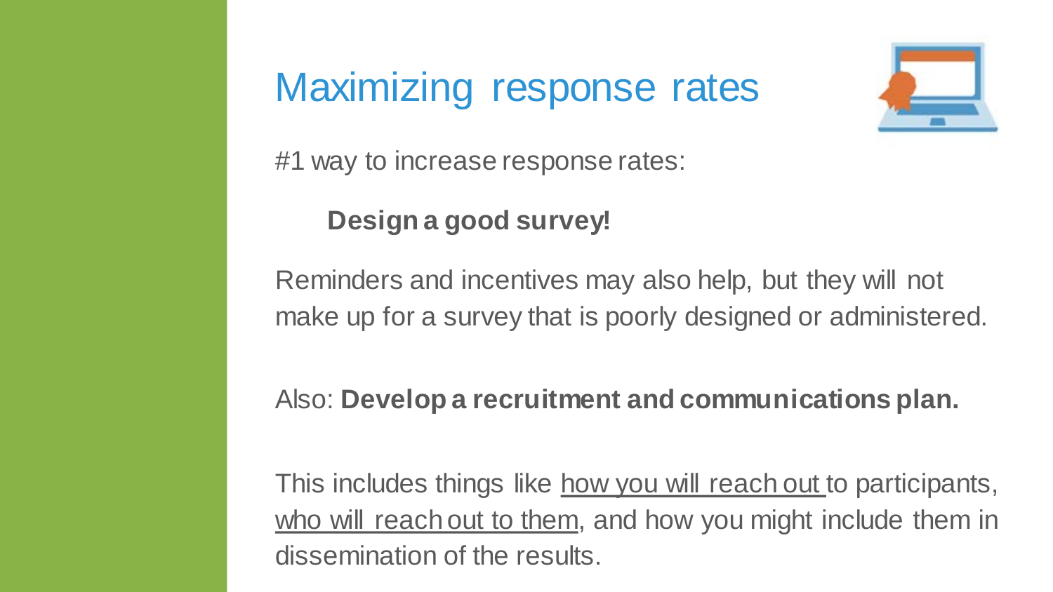# Maximizing response rates

#1 way to increase response rates:

**Design a good survey!**

Reminders and incentives may also help, but they will not make up for a survey that is poorly designed or administered.

Also: **Develop a recruitment and communications plan.**

This includes things like how you will reach out to participants, who will reach out to them, and how you might include them in dissemination of the results.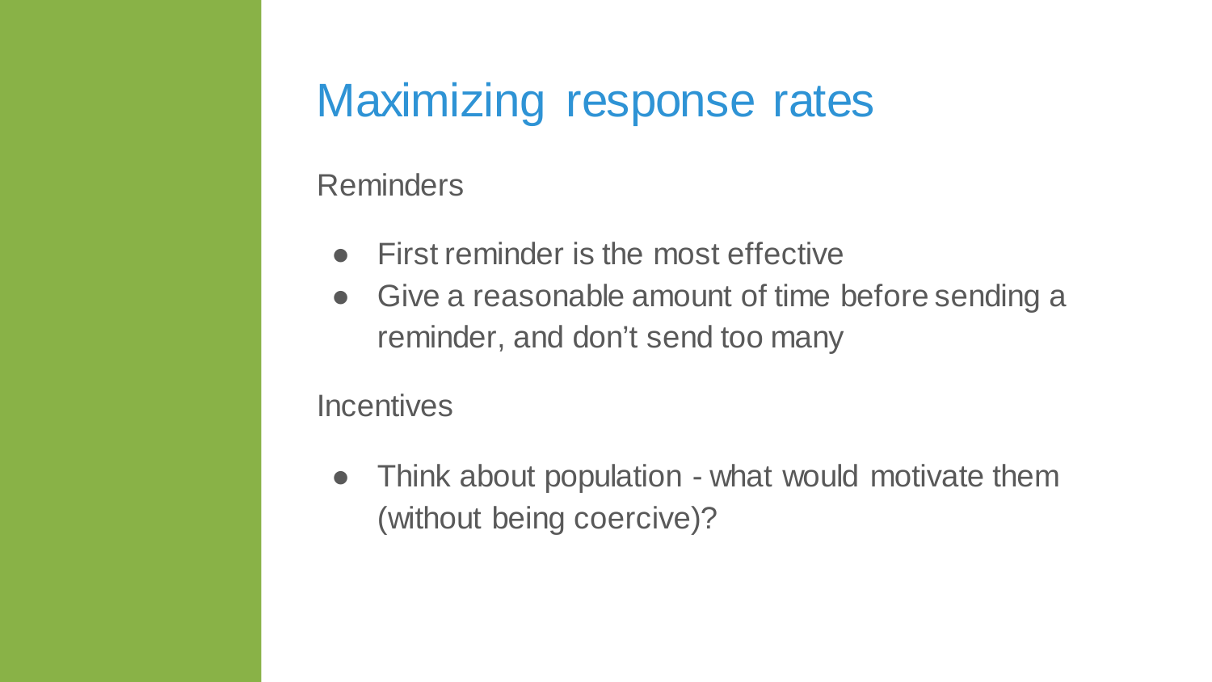# Maximizing response rates

Reminders

- First reminder is the most effective
- Give a reasonable amount of time before sending a reminder, and don’t send too many

Incentives

- Think about population - what would motivate them (without being coercive)?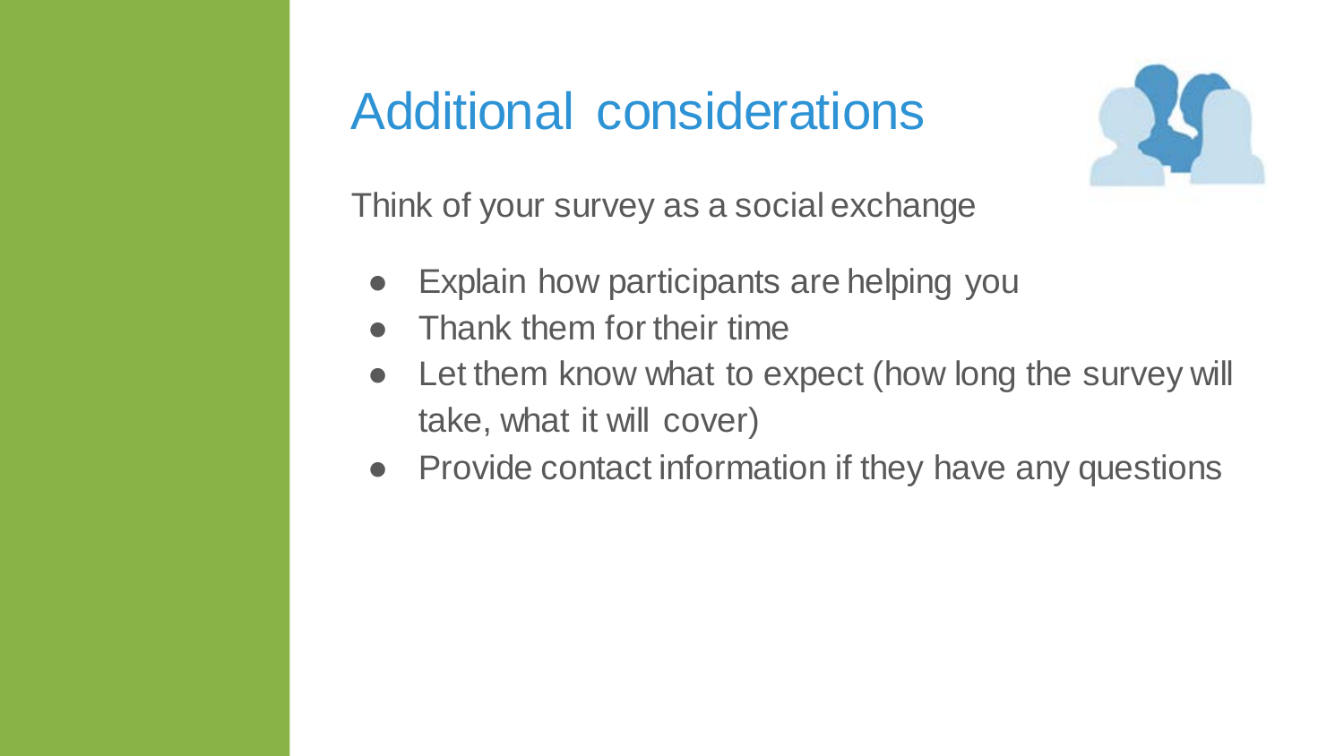# Additional considerations

Think of your survey as a social exchange

- Explain how participants are helping you
- Thank them for their time
- Let them know what to expect (how long the survey will take, what it will cover)
- Provide contact information if they have any questions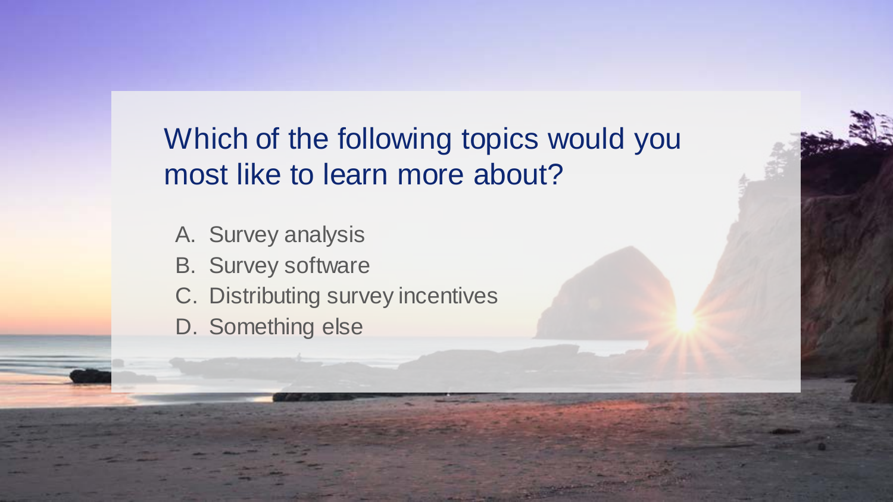## Which of the following topics would you most like to learn more about?

A. Survey analysis
B. Survey software
C. Distributing survey incentives
D. Something else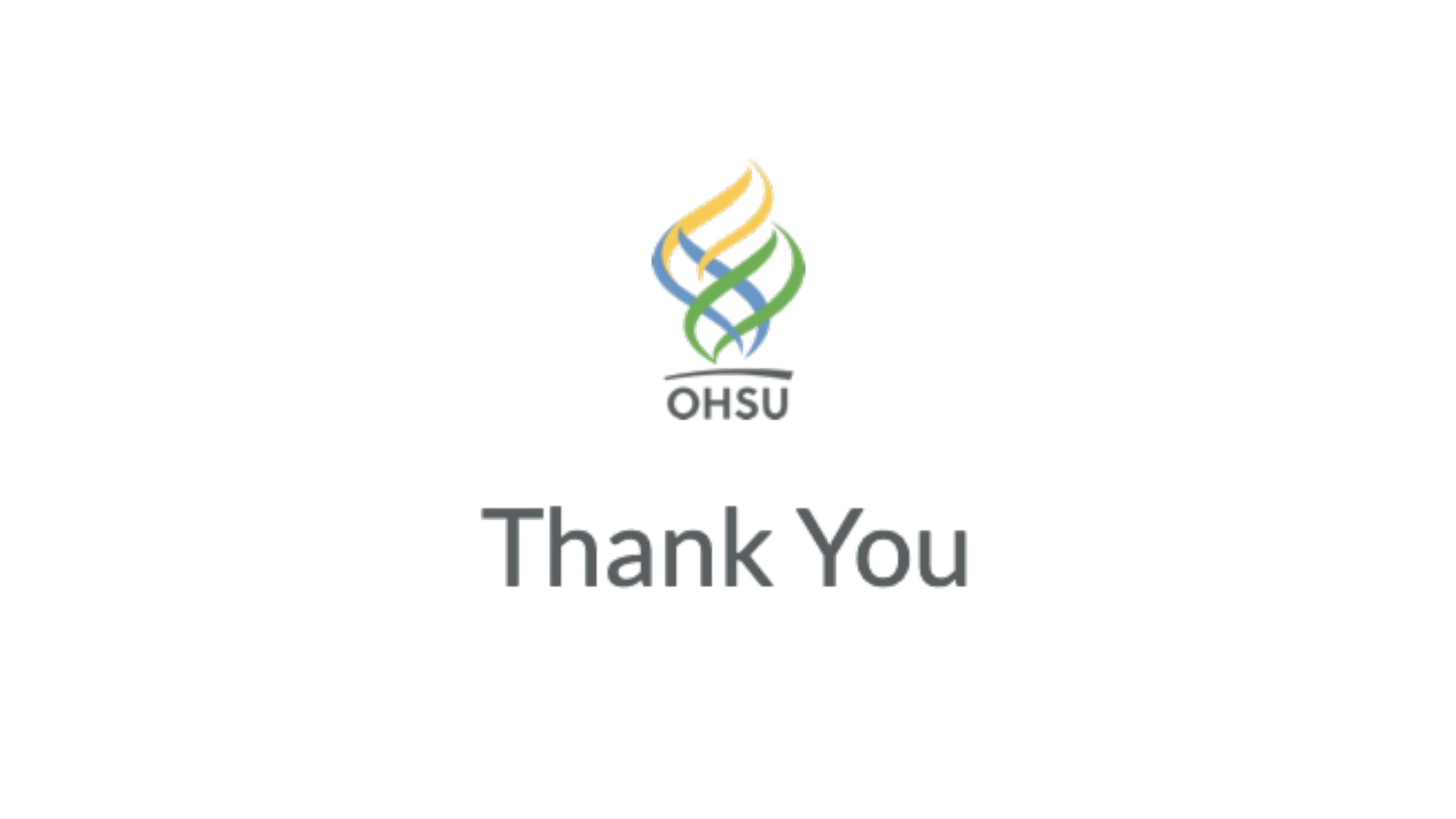OHSU

# Thank You